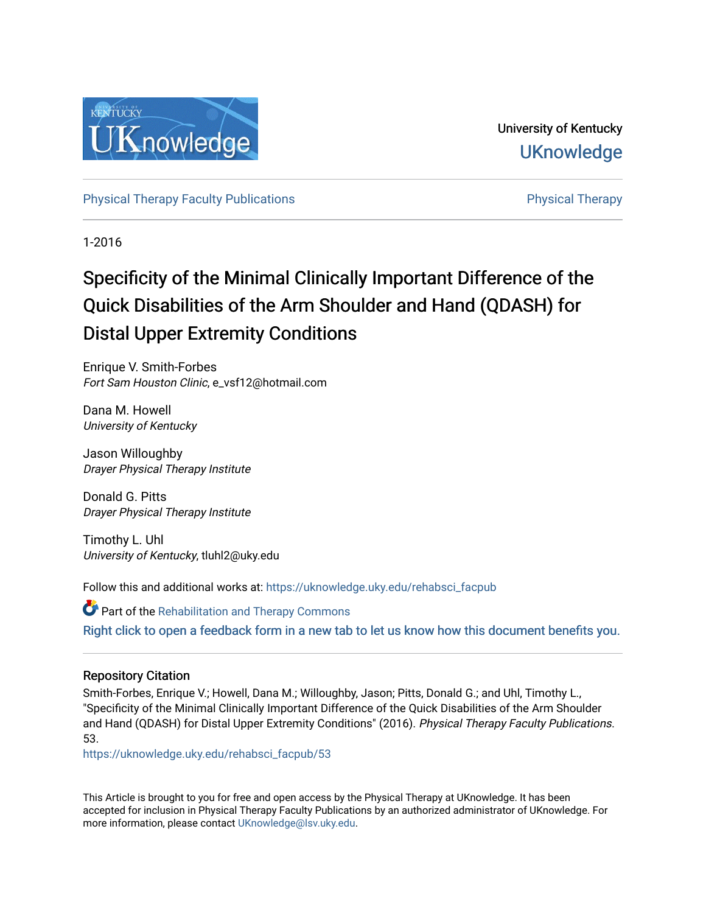University of Kentucky

UKnowledge

Physical Therapy Faculty Publications

Physical Therapy

1-2016

# Specificity of the Minimal Clinically Important Difference of the Quick Disabilities of the Arm Shoulder and Hand (QDASH) for Distal Upper Extremity Conditions

Enrique V. Smith-Forbes
*Fort Sam Houston Clinic*, e_vsf12@hotmail.com

Dana M. Howell
*University of Kentucky*

Jason Willoughby
*Drayer Physical Therapy Institute*

Donald G. Pitts
*Drayer Physical Therapy Institute*

Timothy L. Uhl
*University of Kentucky*, tluhl2@uky.edu

Follow this and additional works at: https://uknowledge.uky.edu/rehabsci_facpub

Part of the Rehabilitation and Therapy Commons

Right click to open a feedback form in a new tab to let us know how this document benefits you.

## Repository Citation

Smith-Forbes, Enrique V.; Howell, Dana M.; Willoughby, Jason; Pitts, Donald G.; and Uhl, Timothy L., "Specificity of the Minimal Clinically Important Difference of the Quick Disabilities of the Arm Shoulder and Hand (QDASH) for Distal Upper Extremity Conditions" (2016). *Physical Therapy Faculty Publications*. 53.
https://uknowledge.uky.edu/rehabsci_facpub/53

This Article is brought to you for free and open access by the Physical Therapy at UKnowledge. It has been accepted for inclusion in Physical Therapy Faculty Publications by an authorized administrator of UKnowledge. For more information, please contact UKnowledge@lsv.uky.edu.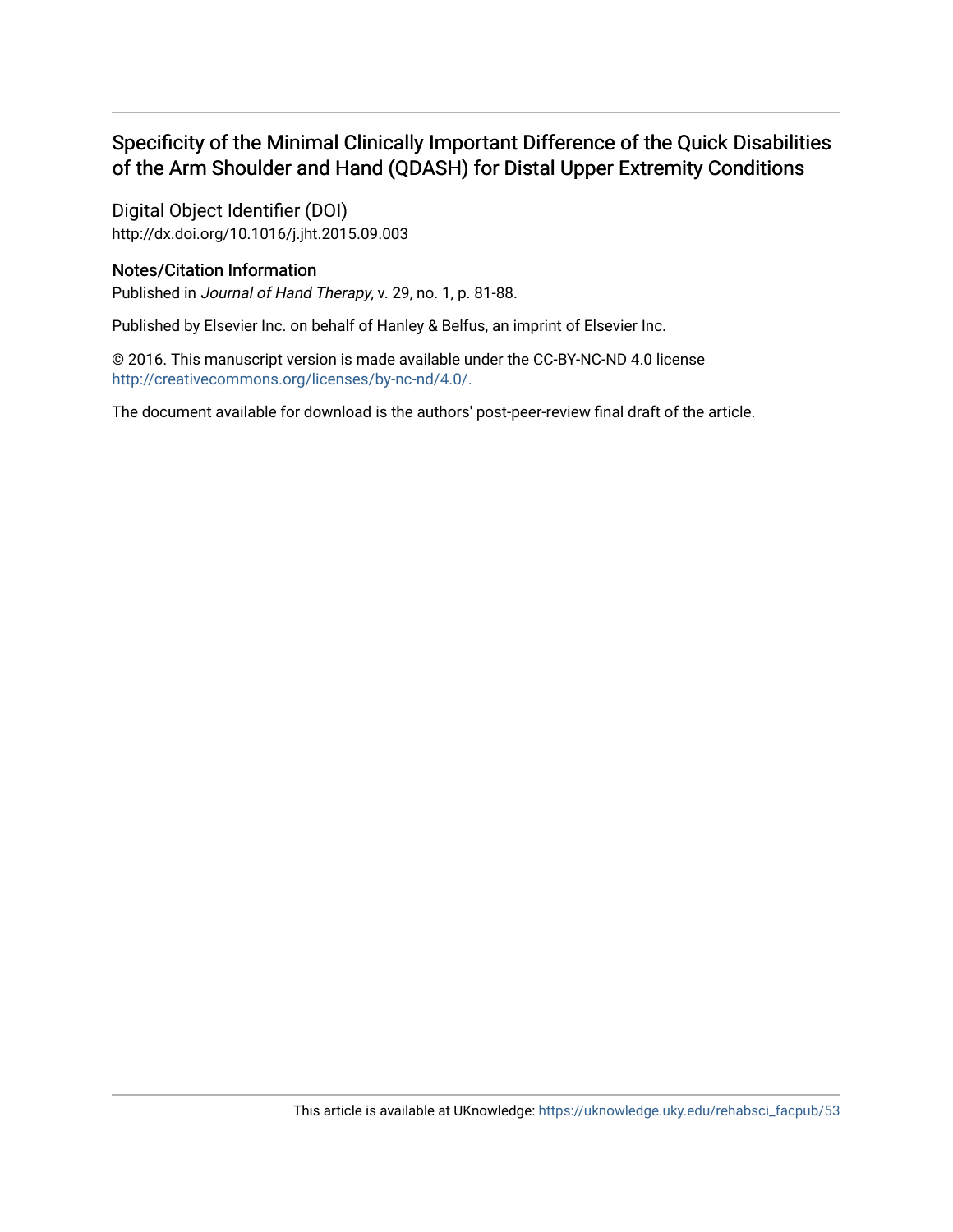## Specificity of the Minimal Clinically Important Difference of the Quick Disabilities of the Arm Shoulder and Hand (QDASH) for Distal Upper Extremity Conditions

### Digital Object Identifier (DOI)

http://dx.doi.org/10.1016/j.jht.2015.09.003

### Notes/Citation Information

Published in *Journal of Hand Therapy*, v. 29, no. 1, p. 81-88.

Published by Elsevier Inc. on behalf of Hanley & Belfus, an imprint of Elsevier Inc.

© 2016. This manuscript version is made available under the CC-BY-NC-ND 4.0 license http://creativecommons.org/licenses/by-nc-nd/4.0/.

The document available for download is the authors' post-peer-review final draft of the article.

This article is available at UKnowledge: https://uknowledge.uky.edu/rehabsci_facpub/53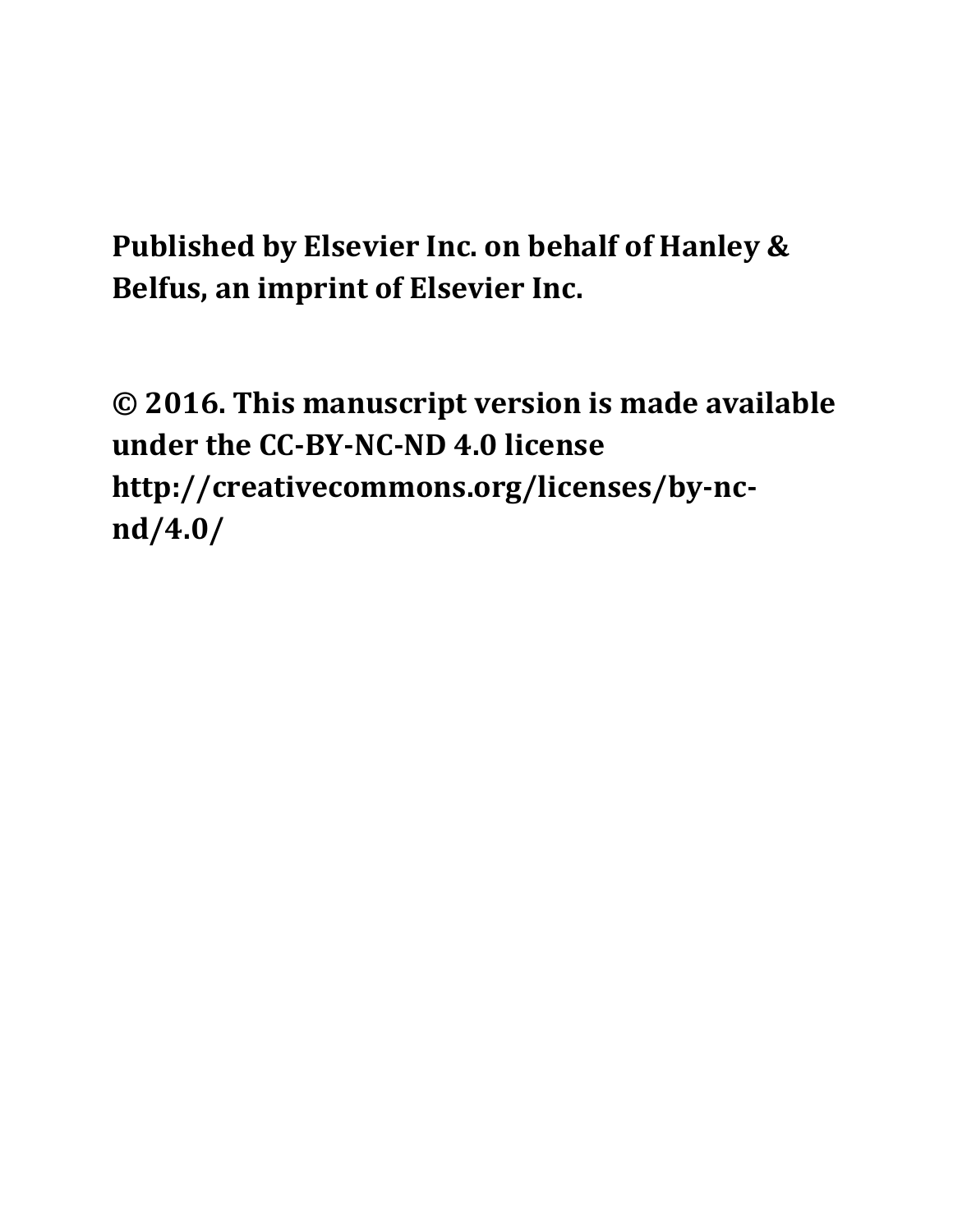**Published by Elsevier Inc. on behalf of Hanley & Belfus, an imprint of Elsevier Inc.**

**© 2016. This manuscript version is made available under the CC-BY-NC-ND 4.0 license http://creativecommons.org/licenses/by-nc-nd/4.0/**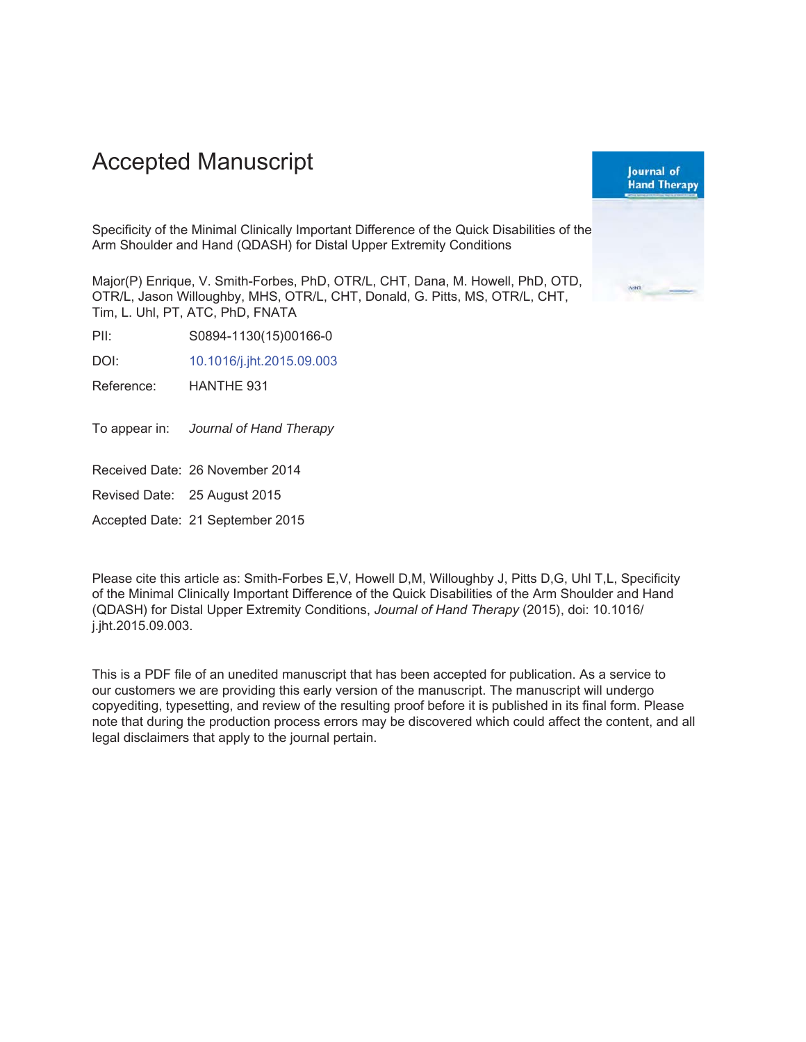# Accepted Manuscript

Specificity of the Minimal Clinically Important Difference of the Quick Disabilities of the Arm Shoulder and Hand (QDASH) for Distal Upper Extremity Conditions

Major(P) Enrique, V. Smith-Forbes, PhD, OTR/L, CHT, Dana, M. Howell, PhD, OTD, OTR/L, Jason Willoughby, MHS, OTR/L, CHT, Donald, G. Pitts, MS, OTR/L, CHT, Tim, L. Uhl, PT, ATC, PhD, FNATA

PII: S0894-1130(15)00166-0

DOI: 10.1016/j.jht.2015.09.003

Reference: HANTHE 931

To appear in: *Journal of Hand Therapy*

Received Date: 26 November 2014

Revised Date: 25 August 2015

Accepted Date: 21 September 2015

Please cite this article as: Smith-Forbes E,V, Howell D,M, Willoughby J, Pitts D,G, Uhl T,L, Specificity of the Minimal Clinically Important Difference of the Quick Disabilities of the Arm Shoulder and Hand (QDASH) for Distal Upper Extremity Conditions, *Journal of Hand Therapy* (2015), doi: 10.1016/j.jht.2015.09.003.

This is a PDF file of an unedited manuscript that has been accepted for publication. As a service to our customers we are providing this early version of the manuscript. The manuscript will undergo copyediting, typesetting, and review of the resulting proof before it is published in its final form. Please note that during the production process errors may be discovered which could affect the content, and all legal disclaimers that apply to the journal pertain.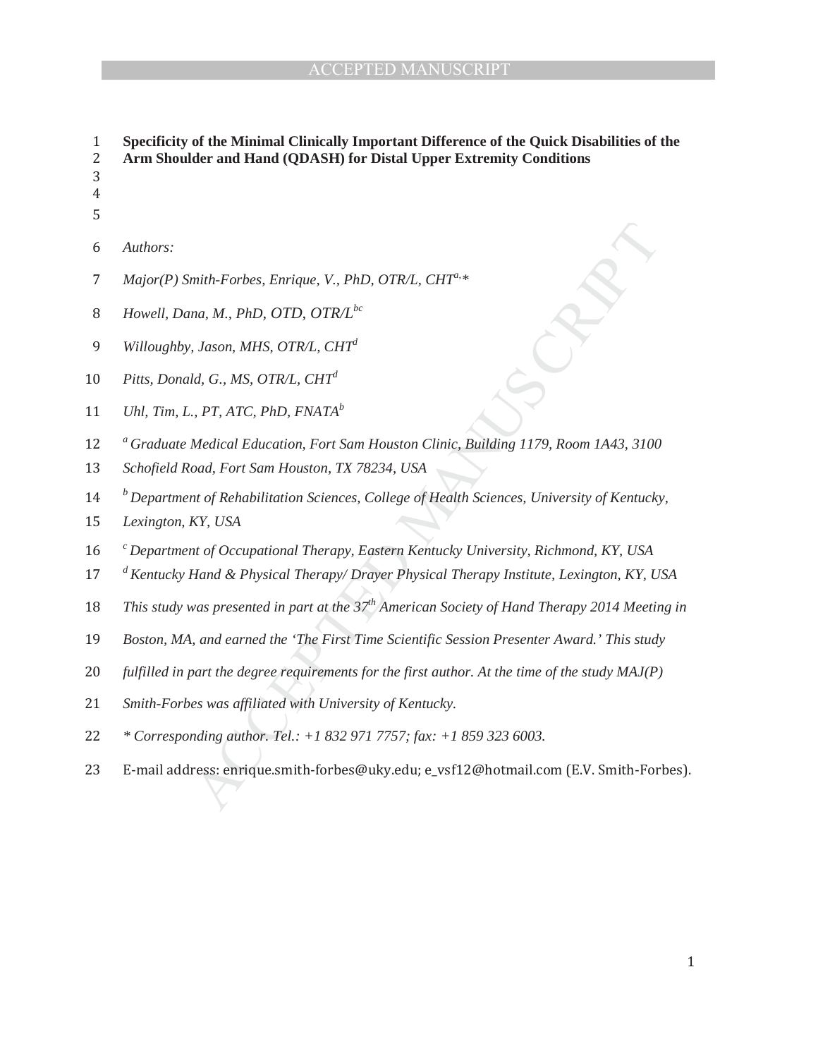# Specificity of the Minimal Clinically Important Difference of the Quick Disabilities of the Arm Shoulder and Hand (QDASH) for Distal Upper Extremity Conditions

*Authors:*

*Major(P) Smith-Forbes, Enrique, V., PhD, OTR/L, CHT*[a,*]

*Howell, Dana, M., PhD, OTD, OTR/L*[bc]

*Willoughby, Jason, MHS, OTR/L, CHT*[d]

*Pitts, Donald, G., MS, OTR/L, CHT*[d]

*Uhl, Tim, L., PT, ATC, PhD, FNATA*[b]

[a] *Graduate Medical Education, Fort Sam Houston Clinic, Building 1179, Room 1A43, 3100 Schofield Road, Fort Sam Houston, TX 78234, USA*

[b] *Department of Rehabilitation Sciences, College of Health Sciences, University of Kentucky, Lexington, KY, USA*

[c] *Department of Occupational Therapy, Eastern Kentucky University, Richmond, KY, USA*

[d] *Kentucky Hand & Physical Therapy/ Drayer Physical Therapy Institute, Lexington, KY, USA*

*This study was presented in part at the 37th American Society of Hand Therapy 2014 Meeting in Boston, MA, and earned the 'The First Time Scientific Session Presenter Award.' This study fulfilled in part the degree requirements for the first author. At the time of the study MAJ(P) Smith-Forbes was affiliated with University of Kentucky.*

*\* Corresponding author. Tel.: +1 832 971 7757; fax: +1 859 323 6003.*

E-mail address: enrique.smith-forbes@uky.edu; e_vsf12@hotmail.com (E.V. Smith-Forbes).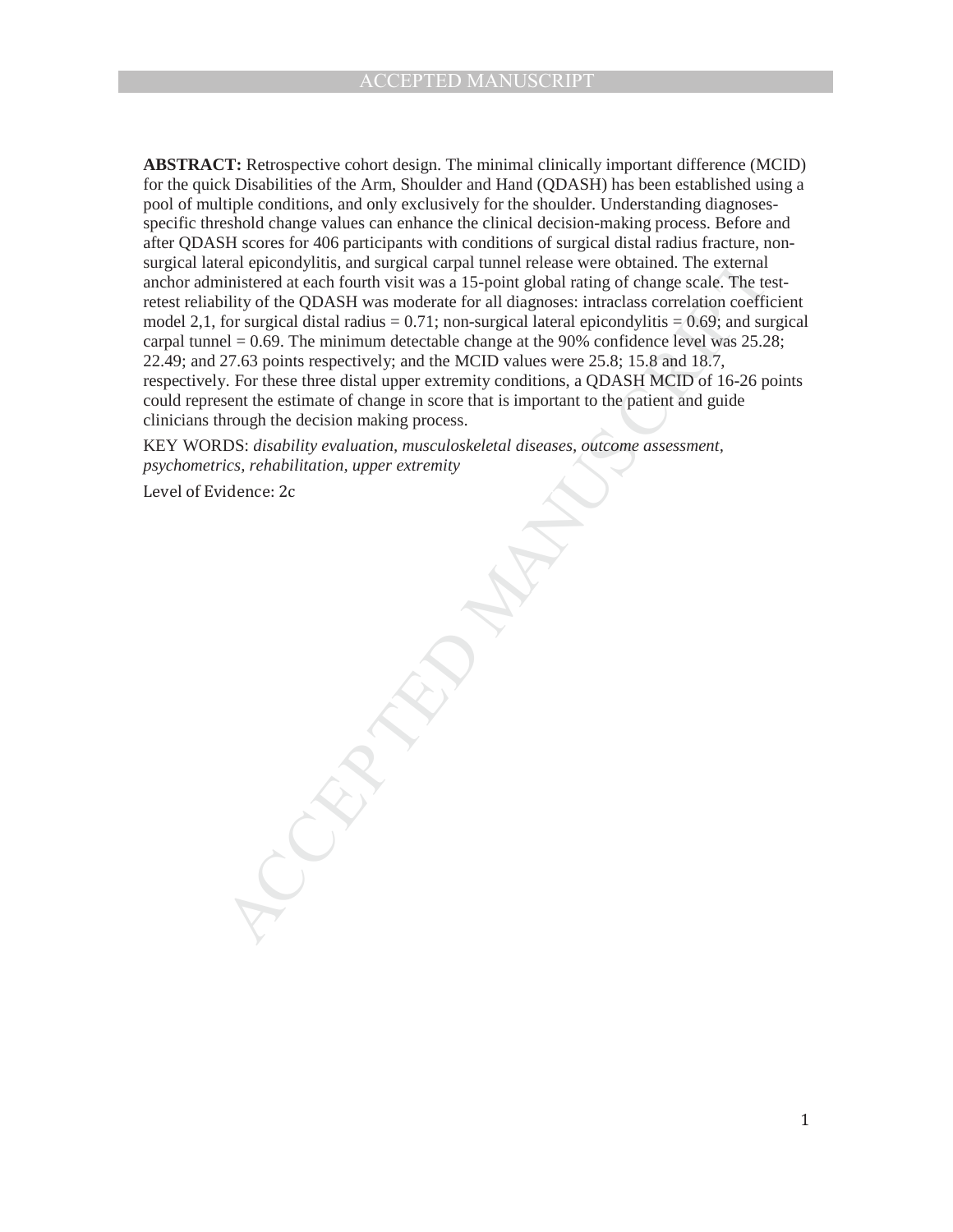**ABSTRACT:** Retrospective cohort design. The minimal clinically important difference (MCID) for the quick Disabilities of the Arm, Shoulder and Hand (QDASH) has been established using a pool of multiple conditions, and only exclusively for the shoulder. Understanding diagnoses-specific threshold change values can enhance the clinical decision-making process. Before and after QDASH scores for 406 participants with conditions of surgical distal radius fracture, non-surgical lateral epicondylitis, and surgical carpal tunnel release were obtained. The external anchor administered at each fourth visit was a 15-point global rating of change scale. The test-retest reliability of the QDASH was moderate for all diagnoses: intraclass correlation coefficient model 2,1, for surgical distal radius = 0.71; non-surgical lateral epicondylitis = 0.69; and surgical carpal tunnel = 0.69. The minimum detectable change at the 90% confidence level was 25.28; 22.49; and 27.63 points respectively; and the MCID values were 25.8; 15.8 and 18.7, respectively. For these three distal upper extremity conditions, a QDASH MCID of 16-26 points could represent the estimate of change in score that is important to the patient and guide clinicians through the decision making process.

KEY WORDS: *disability evaluation, musculoskeletal diseases, outcome assessment, psychometrics, rehabilitation, upper extremity*

Level of Evidence: 2c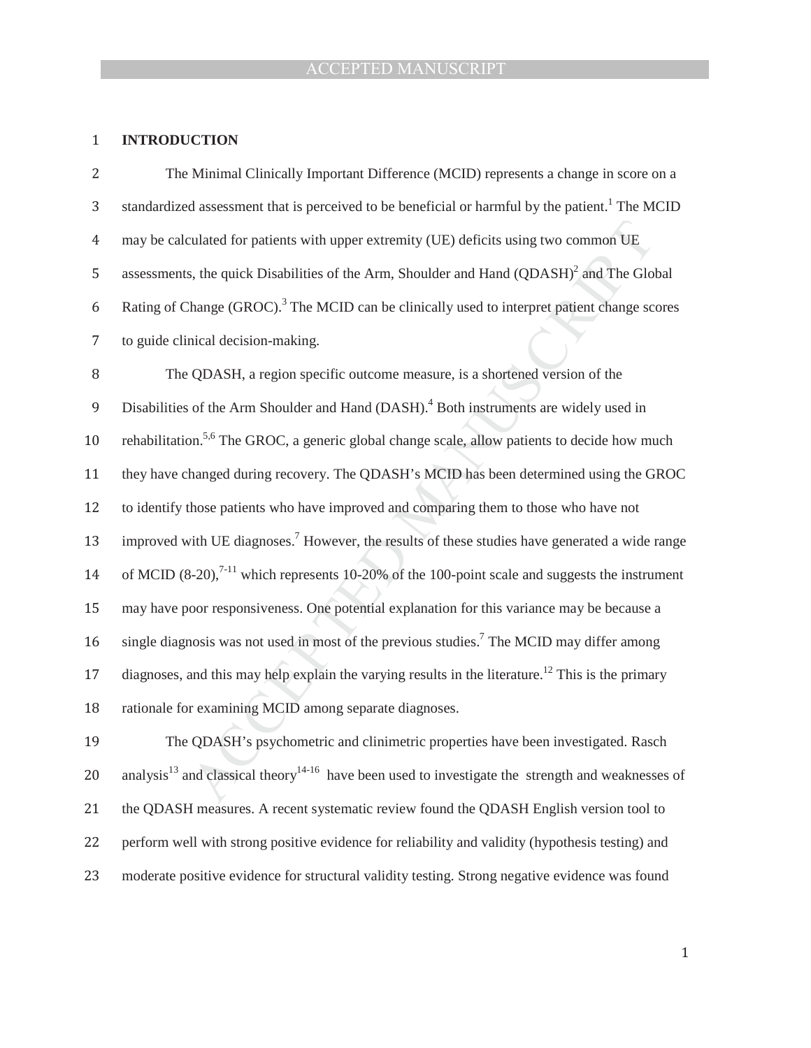# INTRODUCTION

The Minimal Clinically Important Difference (MCID) represents a change in score on a standardized assessment that is perceived to be beneficial or harmful by the patient.[1] The MCID may be calculated for patients with upper extremity (UE) deficits using two common UE assessments, the quick Disabilities of the Arm, Shoulder and Hand (QDASH)[2] and The Global Rating of Change (GROC).[3] The MCID can be clinically used to interpret patient change scores to guide clinical decision-making.

The QDASH, a region specific outcome measure, is a shortened version of the Disabilities of the Arm Shoulder and Hand (DASH).[4] Both instruments are widely used in rehabilitation.[5,6] The GROC, a generic global change scale, allow patients to decide how much they have changed during recovery. The QDASH's MCID has been determined using the GROC to identify those patients who have improved and comparing them to those who have not improved with UE diagnoses.[7] However, the results of these studies have generated a wide range of MCID (8-20),[7-11] which represents 10-20% of the 100-point scale and suggests the instrument may have poor responsiveness. One potential explanation for this variance may be because a single diagnosis was not used in most of the previous studies.[7] The MCID may differ among diagnoses, and this may help explain the varying results in the literature.[12] This is the primary rationale for examining MCID among separate diagnoses.

The QDASH's psychometric and clinimetric properties have been investigated. Rasch analysis[13] and classical theory[14-16] have been used to investigate the strength and weaknesses of the QDASH measures. A recent systematic review found the QDASH English version tool to perform well with strong positive evidence for reliability and validity (hypothesis testing) and moderate positive evidence for structural validity testing. Strong negative evidence was found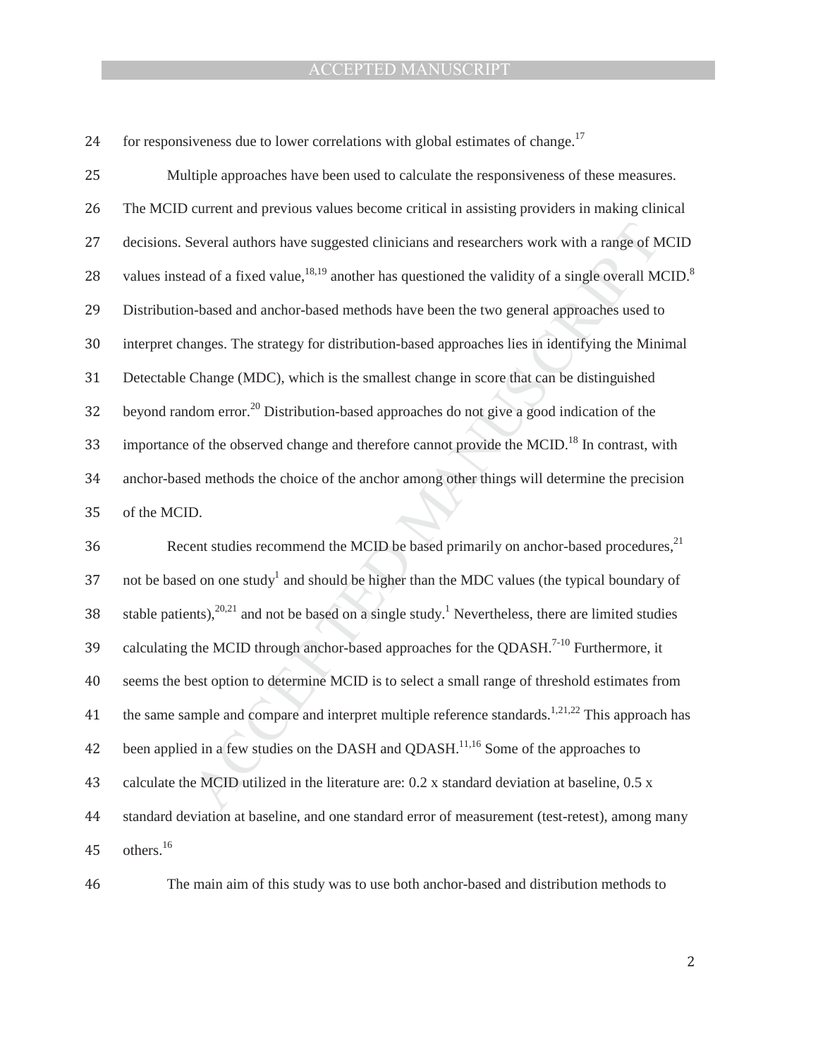for responsiveness due to lower correlations with global estimates of change.[17]

Multiple approaches have been used to calculate the responsiveness of these measures. The MCID current and previous values become critical in assisting providers in making clinical decisions. Several authors have suggested clinicians and researchers work with a range of MCID values instead of a fixed value,[18,19] another has questioned the validity of a single overall MCID.[8] Distribution-based and anchor-based methods have been the two general approaches used to interpret changes. The strategy for distribution-based approaches lies in identifying the Minimal Detectable Change (MDC), which is the smallest change in score that can be distinguished beyond random error.[20] Distribution-based approaches do not give a good indication of the importance of the observed change and therefore cannot provide the MCID.[18] In contrast, with anchor-based methods the choice of the anchor among other things will determine the precision of the MCID.

Recent studies recommend the MCID be based primarily on anchor-based procedures,[21] not be based on one study[1] and should be higher than the MDC values (the typical boundary of stable patients),[20,21] and not be based on a single study.[1] Nevertheless, there are limited studies calculating the MCID through anchor-based approaches for the QDASH.[7-10] Furthermore, it seems the best option to determine MCID is to select a small range of threshold estimates from the same sample and compare and interpret multiple reference standards.[1,21,22] This approach has been applied in a few studies on the DASH and QDASH.[11,16] Some of the approaches to calculate the MCID utilized in the literature are: 0.2 x standard deviation at baseline, 0.5 x standard deviation at baseline, and one standard error of measurement (test-retest), among many others.[16]

The main aim of this study was to use both anchor-based and distribution methods to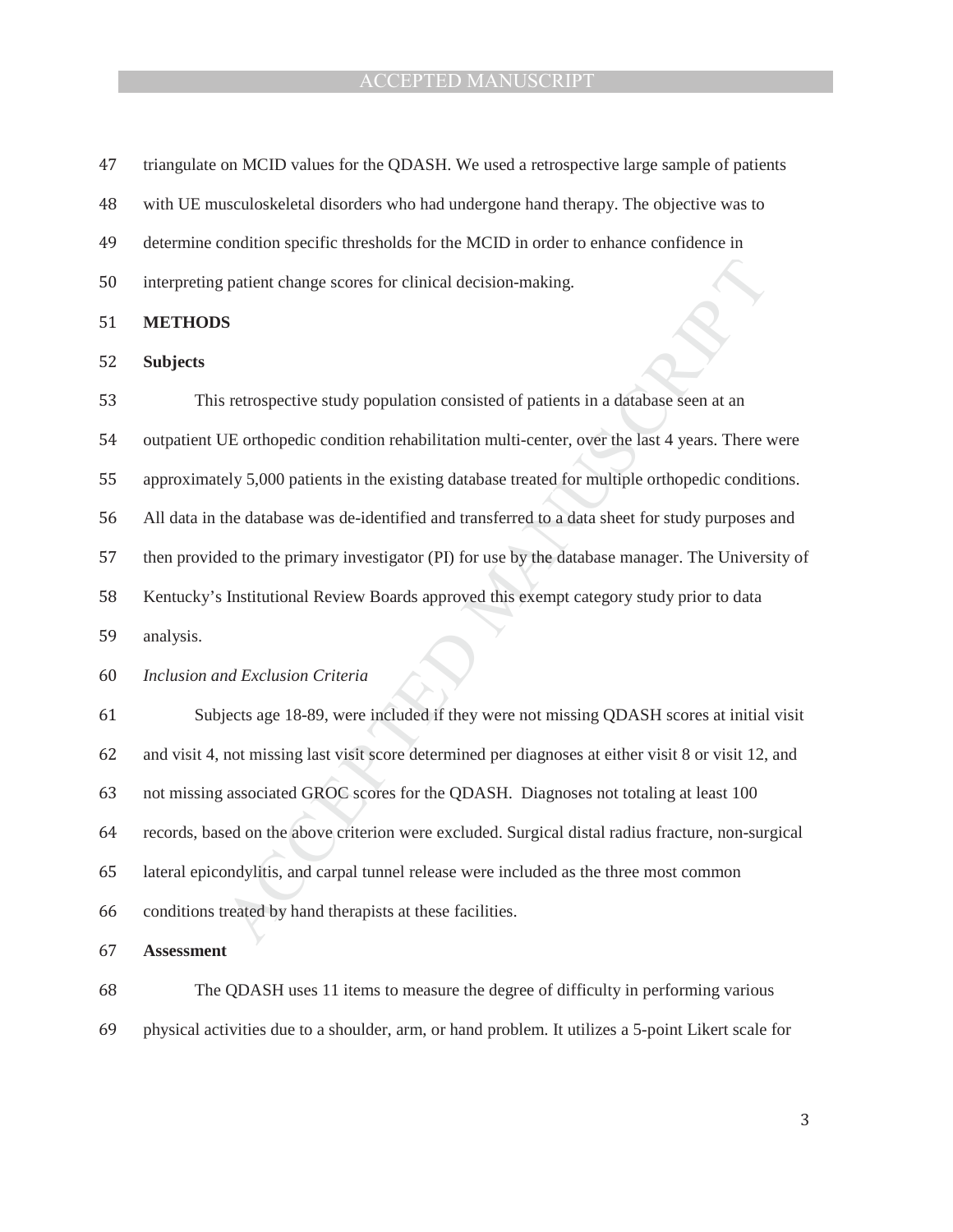triangulate on MCID values for the QDASH. We used a retrospective large sample of patients with UE musculoskeletal disorders who had undergone hand therapy. The objective was to determine condition specific thresholds for the MCID in order to enhance confidence in interpreting patient change scores for clinical decision-making.

## METHODS

### Subjects

This retrospective study population consisted of patients in a database seen at an outpatient UE orthopedic condition rehabilitation multi-center, over the last 4 years. There were approximately 5,000 patients in the existing database treated for multiple orthopedic conditions. All data in the database was de-identified and transferred to a data sheet for study purposes and then provided to the primary investigator (PI) for use by the database manager. The University of Kentucky's Institutional Review Boards approved this exempt category study prior to data analysis.

*Inclusion and Exclusion Criteria*

Subjects age 18-89, were included if they were not missing QDASH scores at initial visit and visit 4, not missing last visit score determined per diagnoses at either visit 8 or visit 12, and not missing associated GROC scores for the QDASH. Diagnoses not totaling at least 100 records, based on the above criterion were excluded. Surgical distal radius fracture, non-surgical lateral epicondylitis, and carpal tunnel release were included as the three most common conditions treated by hand therapists at these facilities.

### Assessment

The QDASH uses 11 items to measure the degree of difficulty in performing various physical activities due to a shoulder, arm, or hand problem. It utilizes a 5-point Likert scale for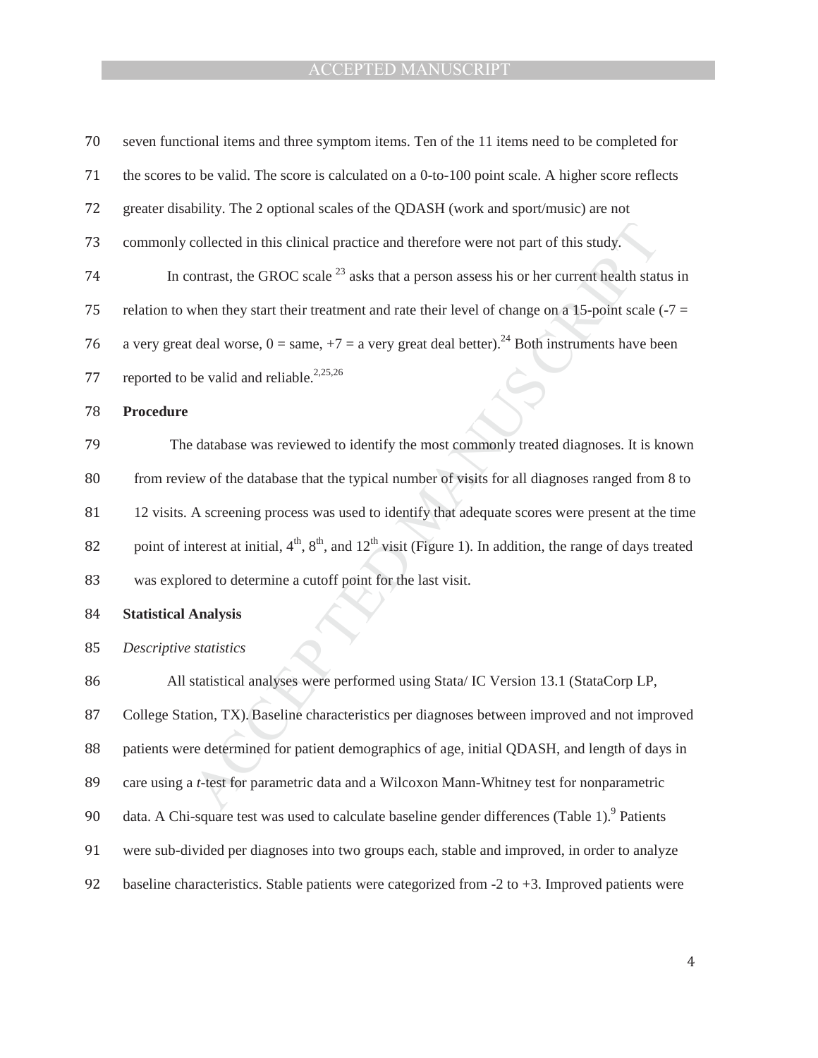seven functional items and three symptom items. Ten of the 11 items need to be completed for the scores to be valid. The score is calculated on a 0-to-100 point scale. A higher score reflects greater disability. The 2 optional scales of the QDASH (work and sport/music) are not commonly collected in this clinical practice and therefore were not part of this study.

In contrast, the GROC scale [23] asks that a person assess his or her current health status in relation to when they start their treatment and rate their level of change on a 15-point scale (-7 = a very great deal worse, 0 = same, +7 = a very great deal better).[24] Both instruments have been reported to be valid and reliable.[2,25,26]

**Procedure**

The database was reviewed to identify the most commonly treated diagnoses. It is known from review of the database that the typical number of visits for all diagnoses ranged from 8 to 12 visits. A screening process was used to identify that adequate scores were present at the time point of interest at initial, 4th, 8th, and 12th visit (Figure 1). In addition, the range of days treated was explored to determine a cutoff point for the last visit.

**Statistical Analysis**

*Descriptive statistics*

All statistical analyses were performed using Stata/ IC Version 13.1 (StataCorp LP, College Station, TX). Baseline characteristics per diagnoses between improved and not improved patients were determined for patient demographics of age, initial QDASH, and length of days in care using a *t*-test for parametric data and a Wilcoxon Mann-Whitney test for nonparametric data. A Chi-square test was used to calculate baseline gender differences (Table 1).[9] Patients were sub-divided per diagnoses into two groups each, stable and improved, in order to analyze baseline characteristics. Stable patients were categorized from -2 to +3. Improved patients were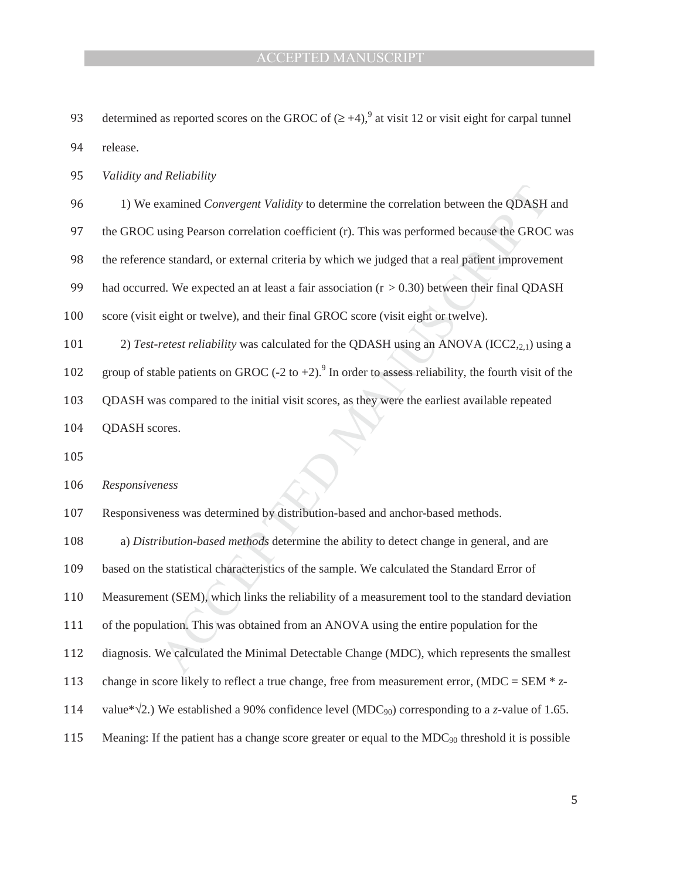determined as reported scores on the GROC of ($\geq +4$),[9] at visit 12 or visit eight for carpal tunnel release.

*Validity and Reliability*

1) We examined *Convergent Validity* to determine the correlation between the QDASH and the GROC using Pearson correlation coefficient (r). This was performed because the GROC was the reference standard, or external criteria by which we judged that a real patient improvement had occurred. We expected an at least a fair association ($r > 0.30$) between their final QDASH score (visit eight or twelve), and their final GROC score (visit eight or twelve).

2) *Test-retest reliability* was calculated for the QDASH using an ANOVA ($ICC2_{,2,1}$) using a group of stable patients on GROC (-2 to +2).[9] In order to assess reliability, the fourth visit of the QDASH was compared to the initial visit scores, as they were the earliest available repeated QDASH scores.

*Responsiveness*

Responsiveness was determined by distribution-based and anchor-based methods.

a) *Distribution-based methods* determine the ability to detect change in general, and are based on the statistical characteristics of the sample. We calculated the Standard Error of Measurement (SEM), which links the reliability of a measurement tool to the standard deviation of the population. This was obtained from an ANOVA using the entire population for the diagnosis. We calculated the Minimal Detectable Change (MDC), which represents the smallest change in score likely to reflect a true change, free from measurement error, ($MDC = SEM * z\text{-value} * \sqrt{2}$.) We established a 90% confidence level ($MDC_{90}$) corresponding to a *z*-value of 1.65. Meaning: If the patient has a change score greater or equal to the $MDC_{90}$ threshold it is possible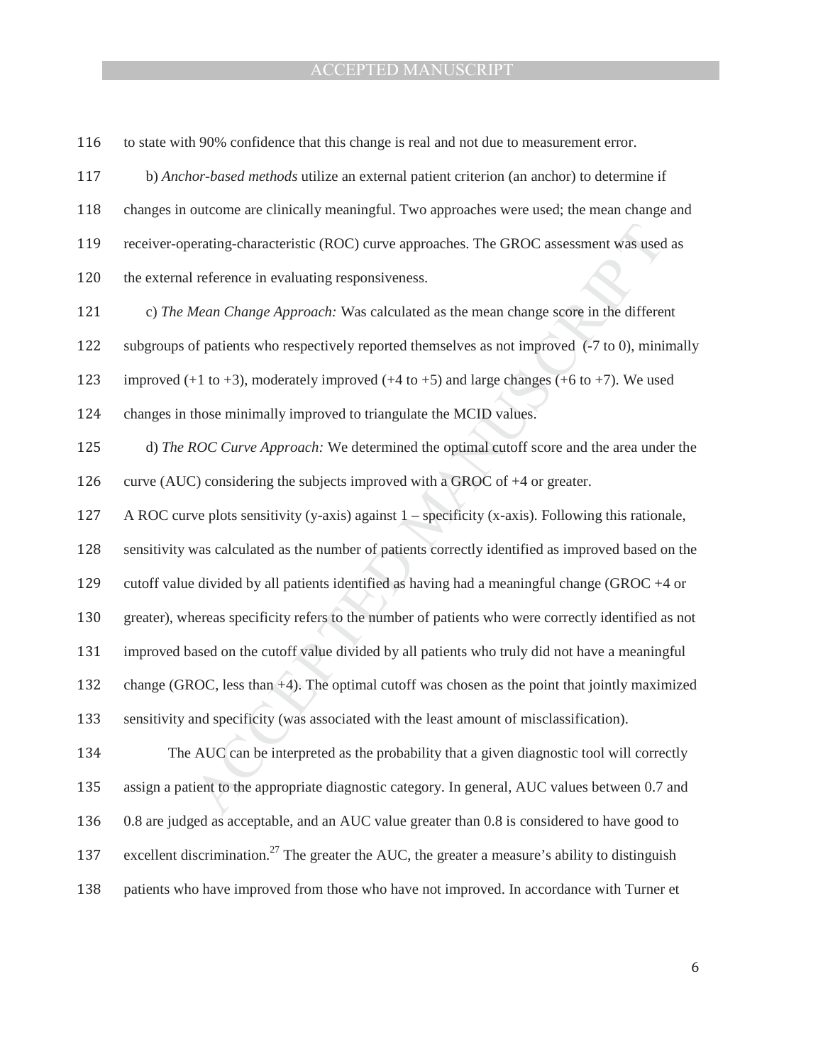to state with 90% confidence that this change is real and not due to measurement error.

b) *Anchor-based methods* utilize an external patient criterion (an anchor) to determine if changes in outcome are clinically meaningful. Two approaches were used; the mean change and receiver-operating-characteristic (ROC) curve approaches. The GROC assessment was used as the external reference in evaluating responsiveness.

c) *The Mean Change Approach:* Was calculated as the mean change score in the different subgroups of patients who respectively reported themselves as not improved (-7 to 0), minimally improved (+1 to +3), moderately improved (+4 to +5) and large changes (+6 to +7). We used changes in those minimally improved to triangulate the MCID values.

d) *The ROC Curve Approach:* We determined the optimal cutoff score and the area under the curve (AUC) considering the subjects improved with a GROC of +4 or greater.

A ROC curve plots sensitivity (y-axis) against 1 – specificity (x-axis). Following this rationale, sensitivity was calculated as the number of patients correctly identified as improved based on the cutoff value divided by all patients identified as having had a meaningful change (GROC +4 or greater), whereas specificity refers to the number of patients who were correctly identified as not improved based on the cutoff value divided by all patients who truly did not have a meaningful change (GROC, less than +4). The optimal cutoff was chosen as the point that jointly maximized sensitivity and specificity (was associated with the least amount of misclassification).

The AUC can be interpreted as the probability that a given diagnostic tool will correctly assign a patient to the appropriate diagnostic category. In general, AUC values between 0.7 and 0.8 are judged as acceptable, and an AUC value greater than 0.8 is considered to have good to excellent discrimination.[27] The greater the AUC, the greater a measure's ability to distinguish patients who have improved from those who have not improved. In accordance with Turner et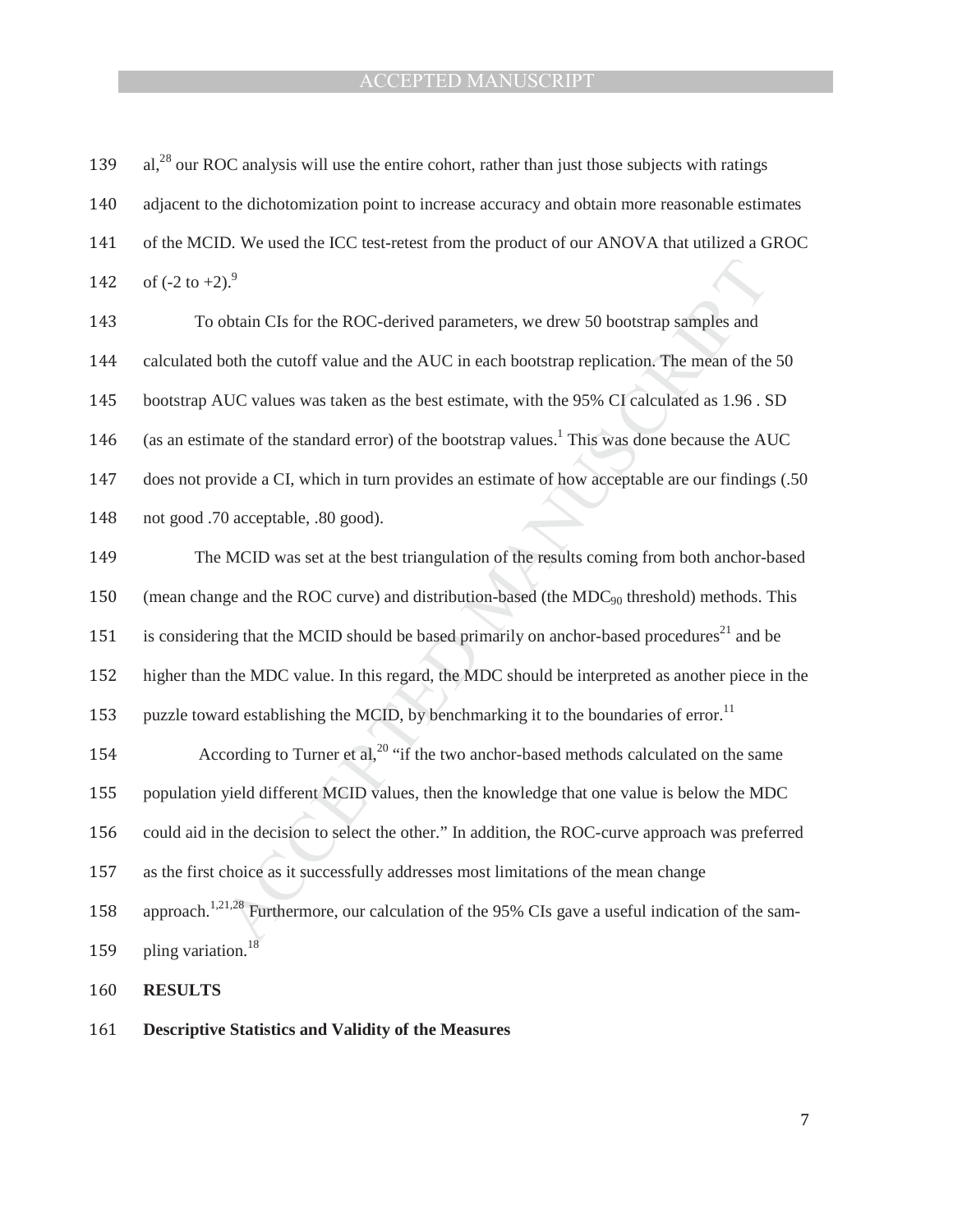al,[28] our ROC analysis will use the entire cohort, rather than just those subjects with ratings adjacent to the dichotomization point to increase accuracy and obtain more reasonable estimates of the MCID. We used the ICC test-retest from the product of our ANOVA that utilized a GROC of (-2 to +2).[9]

To obtain CIs for the ROC-derived parameters, we drew 50 bootstrap samples and calculated both the cutoff value and the AUC in each bootstrap replication. The mean of the 50 bootstrap AUC values was taken as the best estimate, with the 95% CI calculated as 1.96 . SD (as an estimate of the standard error) of the bootstrap values.[1] This was done because the AUC does not provide a CI, which in turn provides an estimate of how acceptable are our findings (.50 not good .70 acceptable, .80 good).

The MCID was set at the best triangulation of the results coming from both anchor-based (mean change and the ROC curve) and distribution-based (the $MDC_{90}$ threshold) methods. This is considering that the MCID should be based primarily on anchor-based procedures[21] and be higher than the MDC value. In this regard, the MDC should be interpreted as another piece in the puzzle toward establishing the MCID, by benchmarking it to the boundaries of error.[11]

According to Turner et al,[20] "if the two anchor-based methods calculated on the same population yield different MCID values, then the knowledge that one value is below the MDC could aid in the decision to select the other." In addition, the ROC-curve approach was preferred as the first choice as it successfully addresses most limitations of the mean change approach.[1,21,28] Furthermore, our calculation of the 95% CIs gave a useful indication of the sampling variation.[18]

## RESULTS

### Descriptive Statistics and Validity of the Measures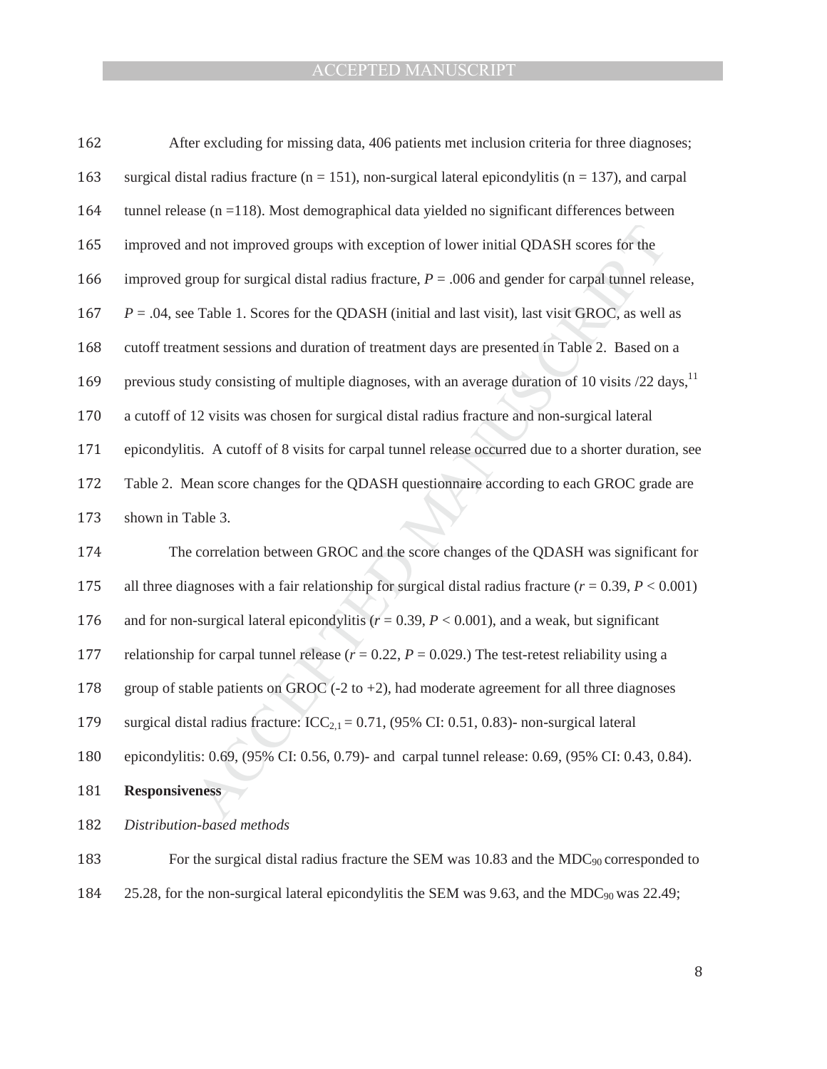After excluding for missing data, 406 patients met inclusion criteria for three diagnoses; surgical distal radius fracture ($n = 151$), non-surgical lateral epicondylitis ($n = 137$), and carpal tunnel release ($n = 118$). Most demographical data yielded no significant differences between improved and not improved groups with exception of lower initial QDASH scores for the improved group for surgical distal radius fracture, $P = .006$ and gender for carpal tunnel release, $P = .04$, see Table 1. Scores for the QDASH (initial and last visit), last visit GROC, as well as cutoff treatment sessions and duration of treatment days are presented in Table 2. Based on a previous study consisting of multiple diagnoses, with an average duration of 10 visits /22 days,[11] a cutoff of 12 visits was chosen for surgical distal radius fracture and non-surgical lateral epicondylitis. A cutoff of 8 visits for carpal tunnel release occurred due to a shorter duration, see Table 2. Mean score changes for the QDASH questionnaire according to each GROC grade are shown in Table 3.

The correlation between GROC and the score changes of the QDASH was significant for all three diagnoses with a fair relationship for surgical distal radius fracture ($r = 0.39$, $P < 0.001$) and for non-surgical lateral epicondylitis ($r = 0.39$, $P < 0.001$), and a weak, but significant relationship for carpal tunnel release ($r = 0.22$, $P = 0.029$.) The test-retest reliability using a group of stable patients on GROC (-2 to +2), had moderate agreement for all three diagnoses surgical distal radius fracture: $ICC_{2,1} = 0.71$, (95% CI: 0.51, 0.83)- non-surgical lateral epicondylitis: 0.69, (95% CI: 0.56, 0.79)- and carpal tunnel release: 0.69, (95% CI: 0.43, 0.84).

**Responsiveness**

*Distribution-based methods*

For the surgical distal radius fracture the SEM was 10.83 and the $MDC_{90}$ corresponded to 25.28, for the non-surgical lateral epicondylitis the SEM was 9.63, and the $MDC_{90}$ was 22.49;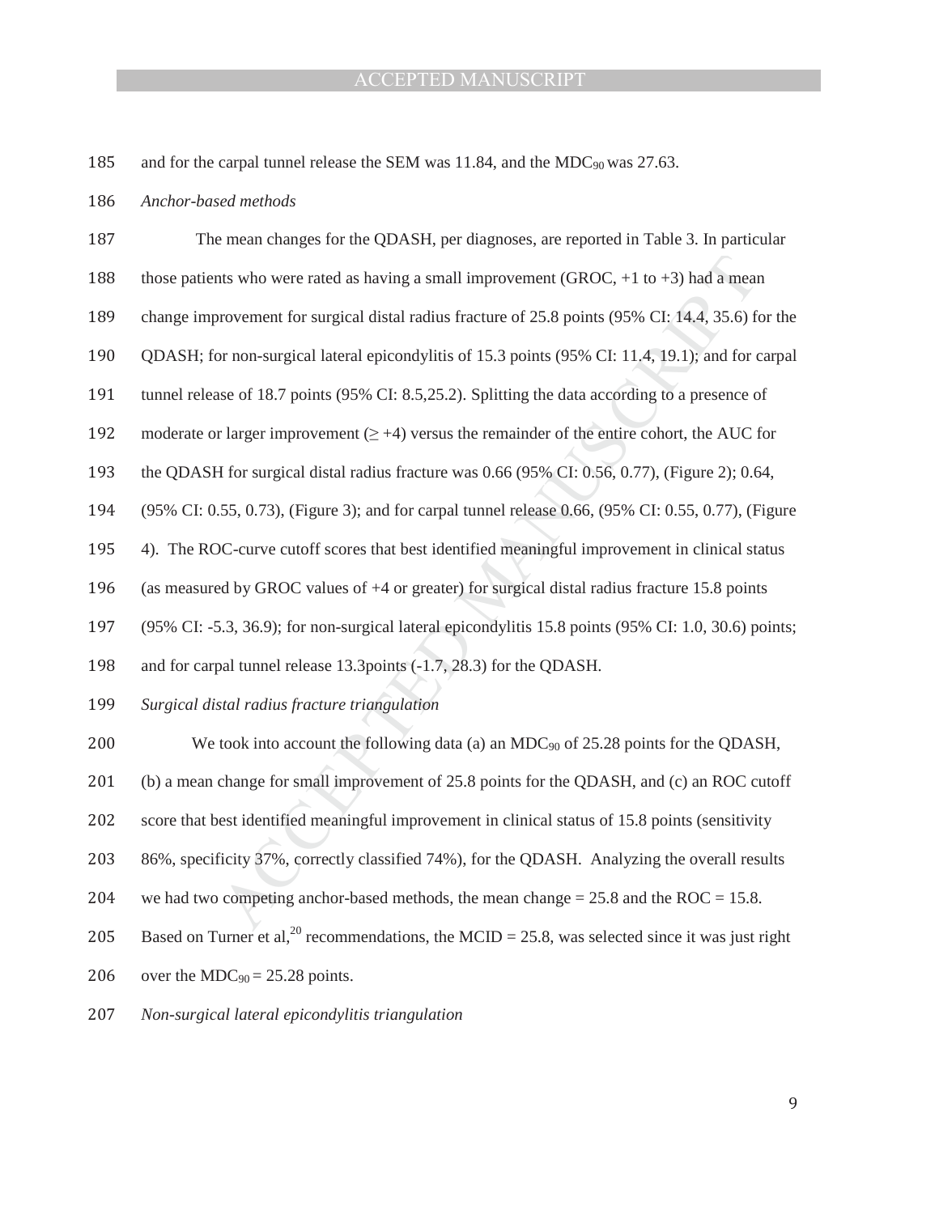and for the carpal tunnel release the SEM was 11.84, and the $MDC_{90}$ was 27.63.

*Anchor-based methods*

The mean changes for the QDASH, per diagnoses, are reported in Table 3. In particular those patients who were rated as having a small improvement (GROC, +1 to +3) had a mean change improvement for surgical distal radius fracture of 25.8 points (95% CI: 14.4, 35.6) for the QDASH; for non-surgical lateral epicondylitis of 15.3 points (95% CI: 11.4, 19.1); and for carpal tunnel release of 18.7 points (95% CI: 8.5,25.2). Splitting the data according to a presence of moderate or larger improvement ($\geq$ +4) versus the remainder of the entire cohort, the AUC for the QDASH for surgical distal radius fracture was 0.66 (95% CI: 0.56, 0.77), (Figure 2); 0.64, (95% CI: 0.55, 0.73), (Figure 3); and for carpal tunnel release 0.66, (95% CI: 0.55, 0.77), (Figure 4). The ROC-curve cutoff scores that best identified meaningful improvement in clinical status (as measured by GROC values of +4 or greater) for surgical distal radius fracture 15.8 points (95% CI: -5.3, 36.9); for non-surgical lateral epicondylitis 15.8 points (95% CI: 1.0, 30.6) points; and for carpal tunnel release 13.3points (-1.7, 28.3) for the QDASH.

*Surgical distal radius fracture triangulation*

We took into account the following data (a) an $MDC_{90}$ of 25.28 points for the QDASH, (b) a mean change for small improvement of 25.8 points for the QDASH, and (c) an ROC cutoff score that best identified meaningful improvement in clinical status of 15.8 points (sensitivity 86%, specificity 37%, correctly classified 74%), for the QDASH. Analyzing the overall results we had two competing anchor-based methods, the mean change = 25.8 and the ROC = 15.8. Based on Turner et al,[20] recommendations, the MCID = 25.8, was selected since it was just right over the $MDC_{90}$ = 25.28 points.

*Non-surgical lateral epicondylitis triangulation*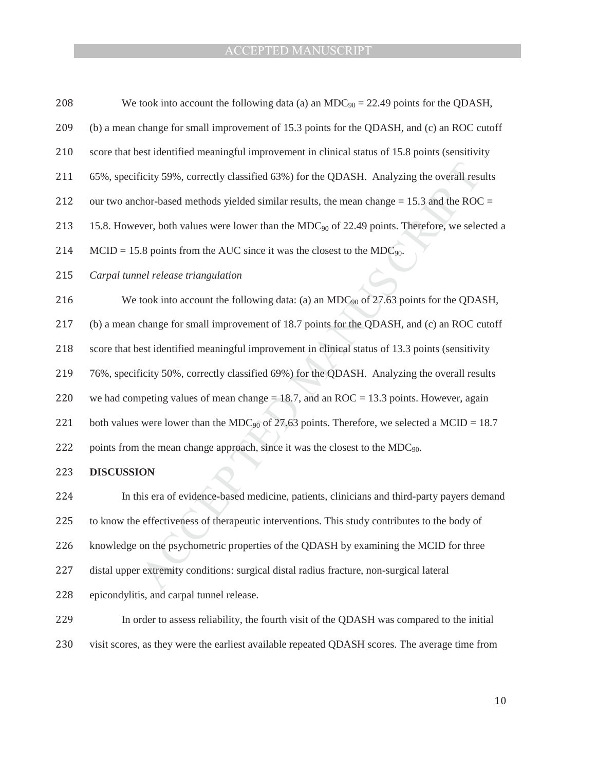We took into account the following data (a) an $MDC_{90}$ = 22.49 points for the QDASH, (b) a mean change for small improvement of 15.3 points for the QDASH, and (c) an ROC cutoff score that best identified meaningful improvement in clinical status of 15.8 points (sensitivity 65%, specificity 59%, correctly classified 63%) for the QDASH. Analyzing the overall results our two anchor-based methods yielded similar results, the mean change = 15.3 and the ROC = 15.8. However, both values were lower than the $MDC_{90}$ of 22.49 points. Therefore, we selected a MCID = 15.8 points from the AUC since it was the closest to the $MDC_{90}$.

*Carpal tunnel release triangulation*

We took into account the following data: (a) an $MDC_{90}$ of 27.63 points for the QDASH, (b) a mean change for small improvement of 18.7 points for the QDASH, and (c) an ROC cutoff score that best identified meaningful improvement in clinical status of 13.3 points (sensitivity 76%, specificity 50%, correctly classified 69%) for the QDASH. Analyzing the overall results we had competing values of mean change = 18.7, and an ROC = 13.3 points. However, again both values were lower than the $MDC_{90}$ of 27.63 points. Therefore, we selected a MCID = 18.7 points from the mean change approach, since it was the closest to the $MDC_{90}$.

**DISCUSSION**

In this era of evidence-based medicine, patients, clinicians and third-party payers demand to know the effectiveness of therapeutic interventions. This study contributes to the body of knowledge on the psychometric properties of the QDASH by examining the MCID for three distal upper extremity conditions: surgical distal radius fracture, non-surgical lateral epicondylitis, and carpal tunnel release.

In order to assess reliability, the fourth visit of the QDASH was compared to the initial visit scores, as they were the earliest available repeated QDASH scores. The average time from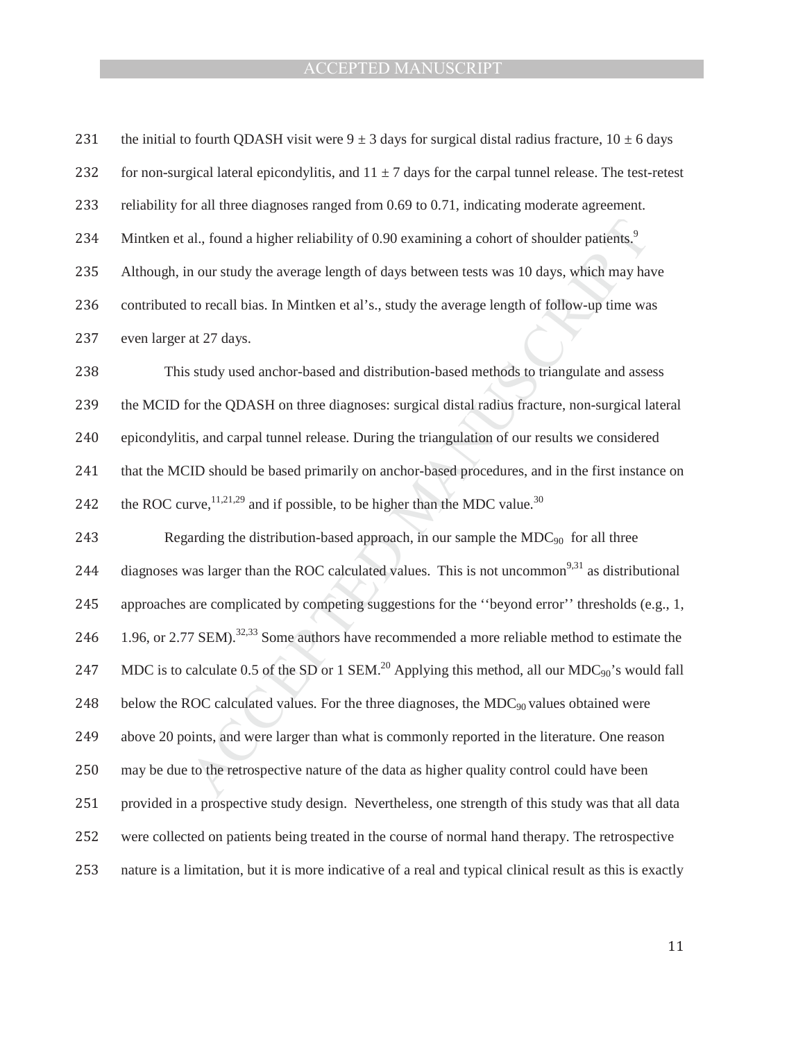the initial to fourth QDASH visit were $9 \pm 3$ days for surgical distal radius fracture, $10 \pm 6$ days for non-surgical lateral epicondylitis, and $11 \pm 7$ days for the carpal tunnel release. The test-retest reliability for all three diagnoses ranged from 0.69 to 0.71, indicating moderate agreement. Mintken et al., found a higher reliability of 0.90 examining a cohort of shoulder patients.[9] Although, in our study the average length of days between tests was 10 days, which may have contributed to recall bias. In Mintken et al's., study the average length of follow-up time was even larger at 27 days.

This study used anchor-based and distribution-based methods to triangulate and assess the MCID for the QDASH on three diagnoses: surgical distal radius fracture, non-surgical lateral epicondylitis, and carpal tunnel release. During the triangulation of our results we considered that the MCID should be based primarily on anchor-based procedures, and in the first instance on the ROC curve,[11,21,29] and if possible, to be higher than the MDC value.[30]

Regarding the distribution-based approach, in our sample the $MDC_{90}$ for all three diagnoses was larger than the ROC calculated values. This is not uncommon[9,31] as distributional approaches are complicated by competing suggestions for the ''beyond error'' thresholds (e.g., 1, 1.96, or 2.77 SEM).[32,33] Some authors have recommended a more reliable method to estimate the MDC is to calculate 0.5 of the SD or 1 SEM.[20] Applying this method, all our $MDC_{90}$'s would fall below the ROC calculated values. For the three diagnoses, the $MDC_{90}$ values obtained were above 20 points, and were larger than what is commonly reported in the literature. One reason may be due to the retrospective nature of the data as higher quality control could have been provided in a prospective study design. Nevertheless, one strength of this study was that all data were collected on patients being treated in the course of normal hand therapy. The retrospective nature is a limitation, but it is more indicative of a real and typical clinical result as this is exactly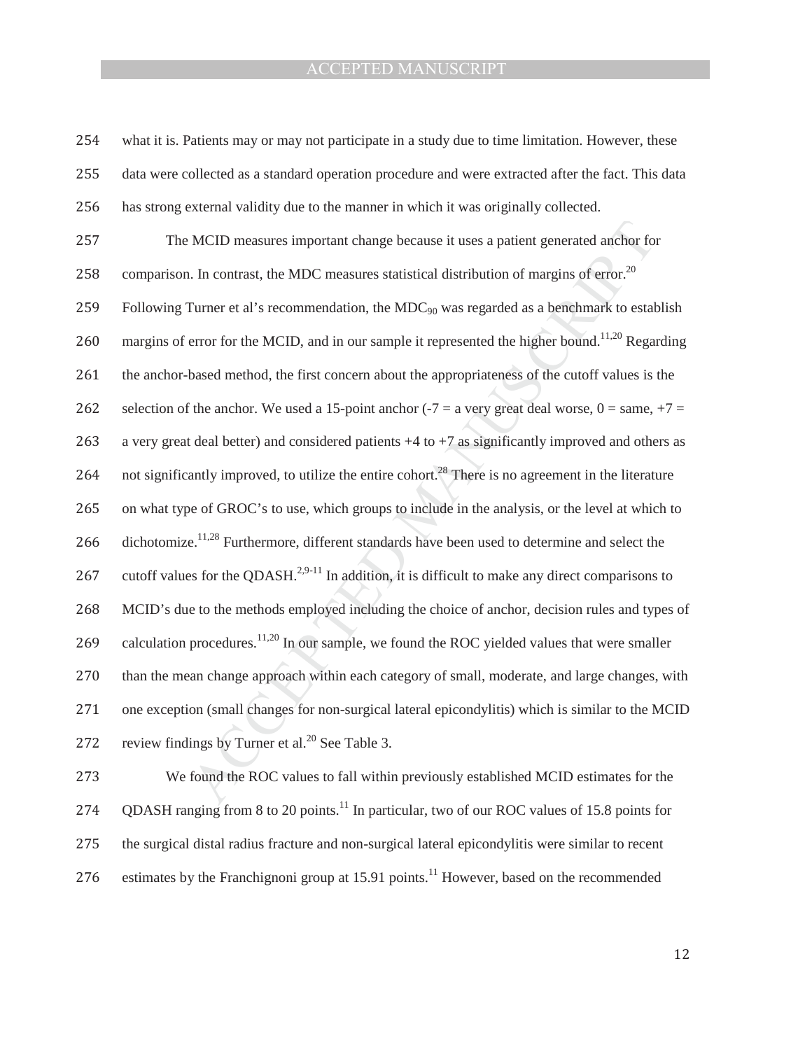what it is. Patients may or may not participate in a study due to time limitation. However, these data were collected as a standard operation procedure and were extracted after the fact. This data has strong external validity due to the manner in which it was originally collected.

The MCID measures important change because it uses a patient generated anchor for comparison. In contrast, the MDC measures statistical distribution of margins of error.[20] Following Turner et al's recommendation, the $MDC_{90}$ was regarded as a benchmark to establish margins of error for the MCID, and in our sample it represented the higher bound.[11,20] Regarding the anchor-based method, the first concern about the appropriateness of the cutoff values is the selection of the anchor. We used a 15-point anchor (-7 = a very great deal worse, 0 = same, +7 = a very great deal better) and considered patients +4 to +7 as significantly improved and others as not significantly improved, to utilize the entire cohort.[28] There is no agreement in the literature on what type of GROC's to use, which groups to include in the analysis, or the level at which to dichotomize.[11,28] Furthermore, different standards have been used to determine and select the cutoff values for the QDASH.[2,9-11] In addition, it is difficult to make any direct comparisons to MCID's due to the methods employed including the choice of anchor, decision rules and types of calculation procedures.[11,20] In our sample, we found the ROC yielded values that were smaller than the mean change approach within each category of small, moderate, and large changes, with one exception (small changes for non-surgical lateral epicondylitis) which is similar to the MCID review findings by Turner et al.[20] See Table 3.

We found the ROC values to fall within previously established MCID estimates for the QDASH ranging from 8 to 20 points.[11] In particular, two of our ROC values of 15.8 points for the surgical distal radius fracture and non-surgical lateral epicondylitis were similar to recent estimates by the Franchignoni group at 15.91 points.[11] However, based on the recommended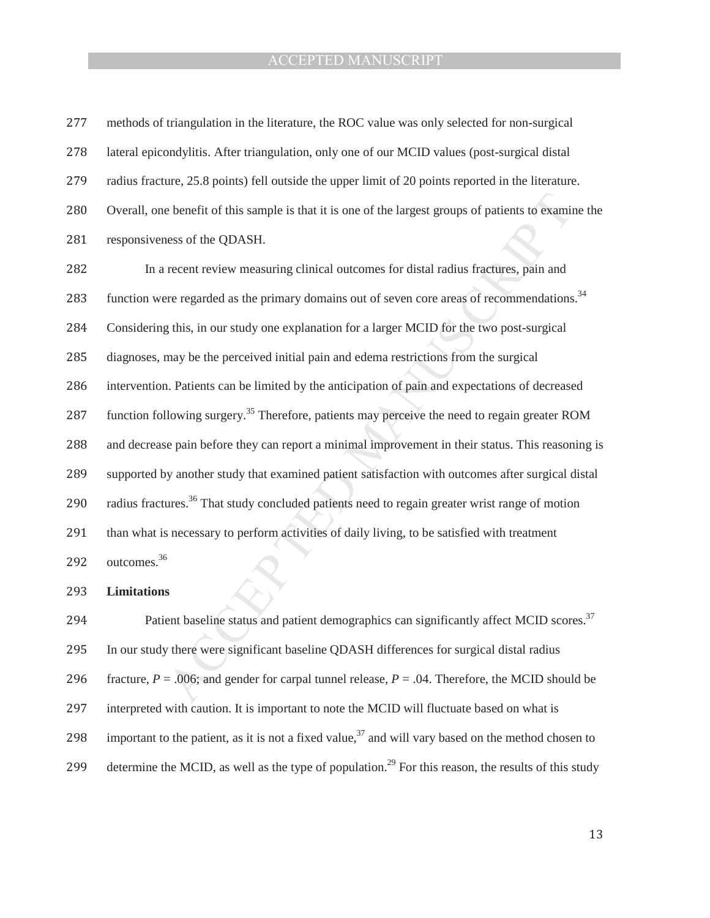methods of triangulation in the literature, the ROC value was only selected for non-surgical lateral epicondylitis. After triangulation, only one of our MCID values (post-surgical distal radius fracture, 25.8 points) fell outside the upper limit of 20 points reported in the literature. Overall, one benefit of this sample is that it is one of the largest groups of patients to examine the responsiveness of the QDASH.

In a recent review measuring clinical outcomes for distal radius fractures, pain and function were regarded as the primary domains out of seven core areas of recommendations.[34] Considering this, in our study one explanation for a larger MCID for the two post-surgical diagnoses, may be the perceived initial pain and edema restrictions from the surgical intervention. Patients can be limited by the anticipation of pain and expectations of decreased function following surgery.[35] Therefore, patients may perceive the need to regain greater ROM and decrease pain before they can report a minimal improvement in their status. This reasoning is supported by another study that examined patient satisfaction with outcomes after surgical distal radius fractures.[36] That study concluded patients need to regain greater wrist range of motion than what is necessary to perform activities of daily living, to be satisfied with treatment outcomes.[36]

**Limitations**

Patient baseline status and patient demographics can significantly affect MCID scores.[37] In our study there were significant baseline QDASH differences for surgical distal radius fracture, $P = .006$; and gender for carpal tunnel release, $P = .04$. Therefore, the MCID should be interpreted with caution. It is important to note the MCID will fluctuate based on what is important to the patient, as it is not a fixed value,[37] and will vary based on the method chosen to determine the MCID, as well as the type of population.[29] For this reason, the results of this study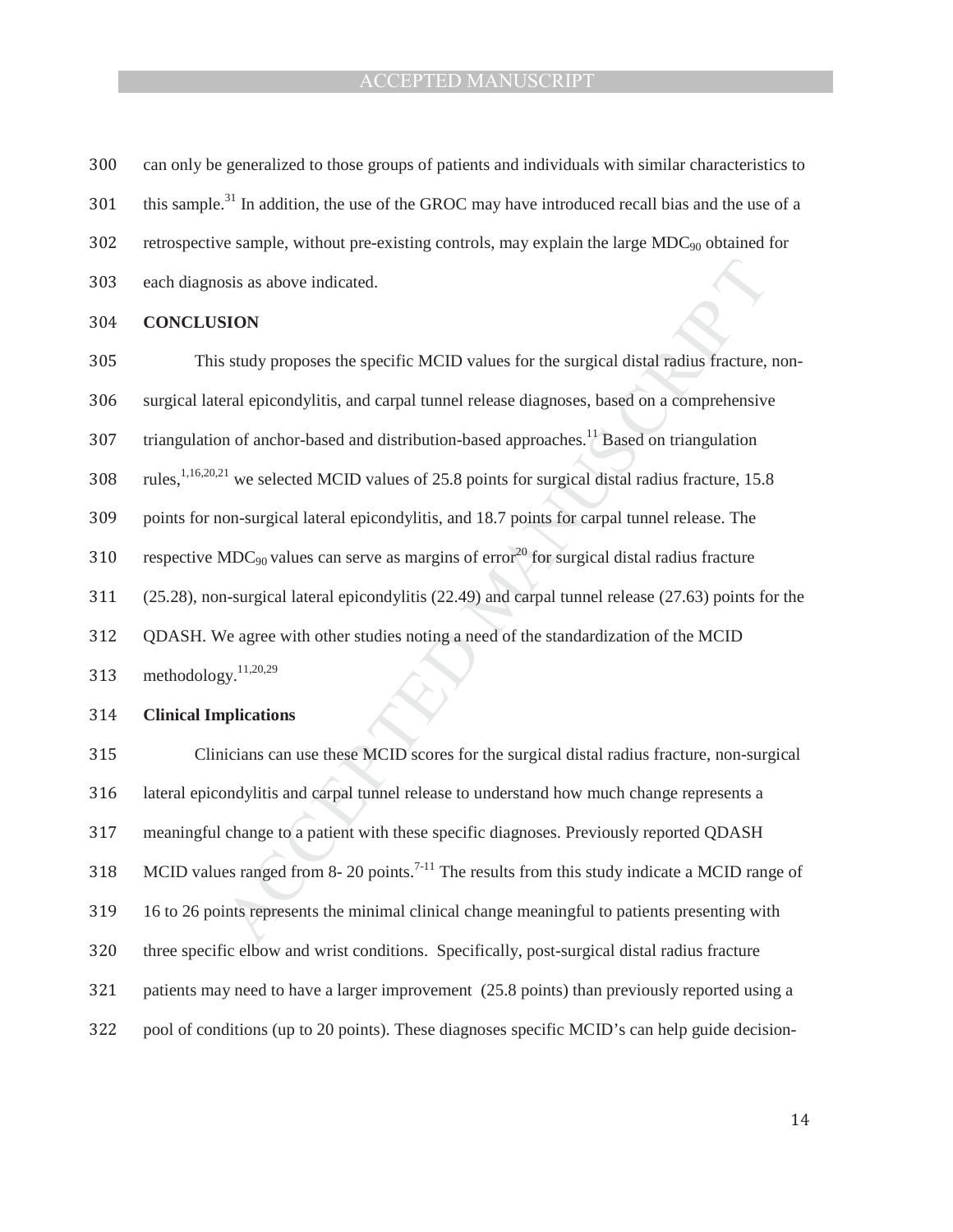can only be generalized to those groups of patients and individuals with similar characteristics to this sample.[31] In addition, the use of the GROC may have introduced recall bias and the use of a retrospective sample, without pre-existing controls, may explain the large $MDC_{90}$ obtained for each diagnosis as above indicated.

## CONCLUSION

This study proposes the specific MCID values for the surgical distal radius fracture, non-surgical lateral epicondylitis, and carpal tunnel release diagnoses, based on a comprehensive triangulation of anchor-based and distribution-based approaches.[11] Based on triangulation rules,[1,16,20,21] we selected MCID values of 25.8 points for surgical distal radius fracture, 15.8 points for non-surgical lateral epicondylitis, and 18.7 points for carpal tunnel release. The respective $MDC_{90}$ values can serve as margins of error[20] for surgical distal radius fracture (25.28), non-surgical lateral epicondylitis (22.49) and carpal tunnel release (27.63) points for the QDASH. We agree with other studies noting a need of the standardization of the MCID methodology.[11,20,29]

### Clinical Implications

Clinicians can use these MCID scores for the surgical distal radius fracture, non-surgical lateral epicondylitis and carpal tunnel release to understand how much change represents a meaningful change to a patient with these specific diagnoses. Previously reported QDASH MCID values ranged from 8- 20 points.[7-11] The results from this study indicate a MCID range of 16 to 26 points represents the minimal clinical change meaningful to patients presenting with three specific elbow and wrist conditions. Specifically, post-surgical distal radius fracture patients may need to have a larger improvement (25.8 points) than previously reported using a pool of conditions (up to 20 points). These diagnoses specific MCID's can help guide decision-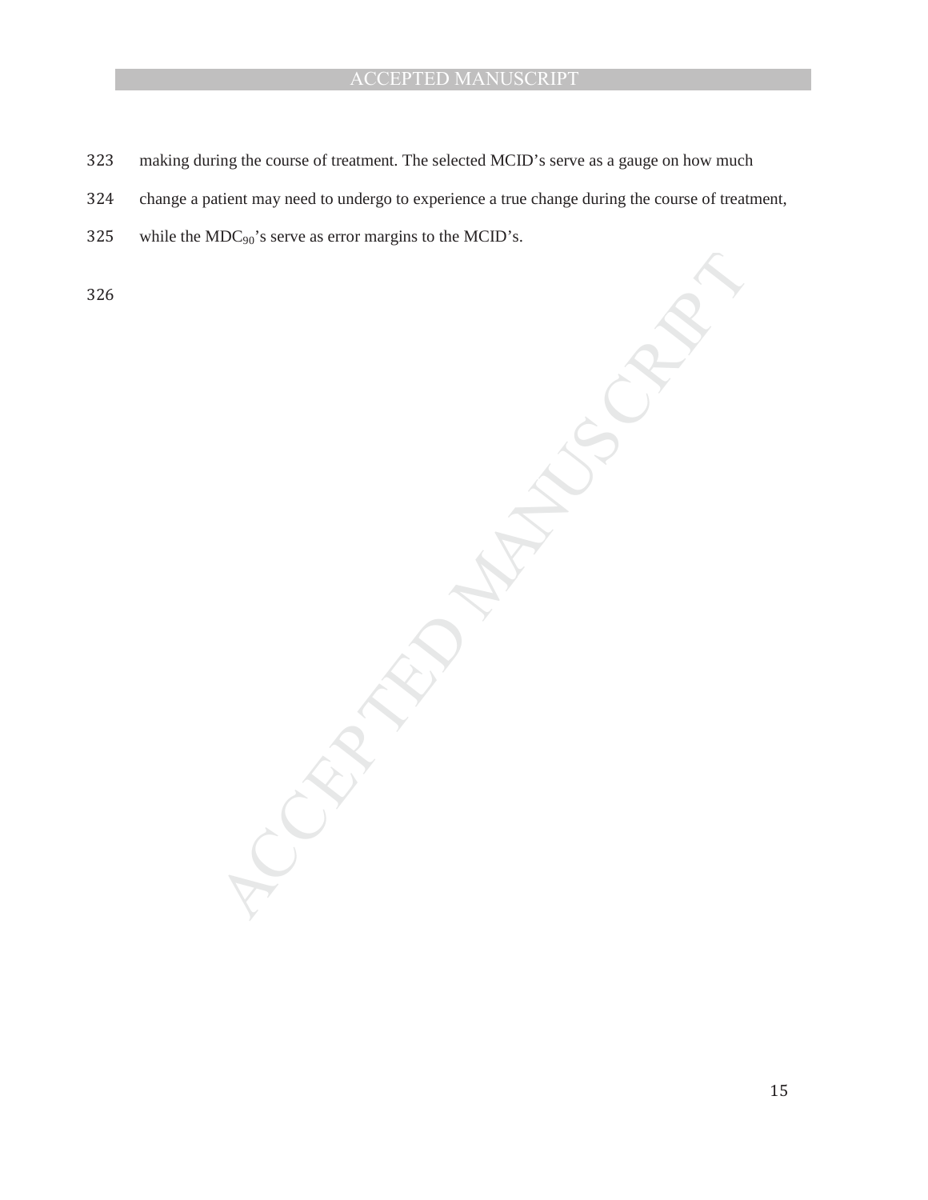making during the course of treatment. The selected MCID's serve as a gauge on how much change a patient may need to undergo to experience a true change during the course of treatment, while the $MDC_{90}$'s serve as error margins to the MCID's.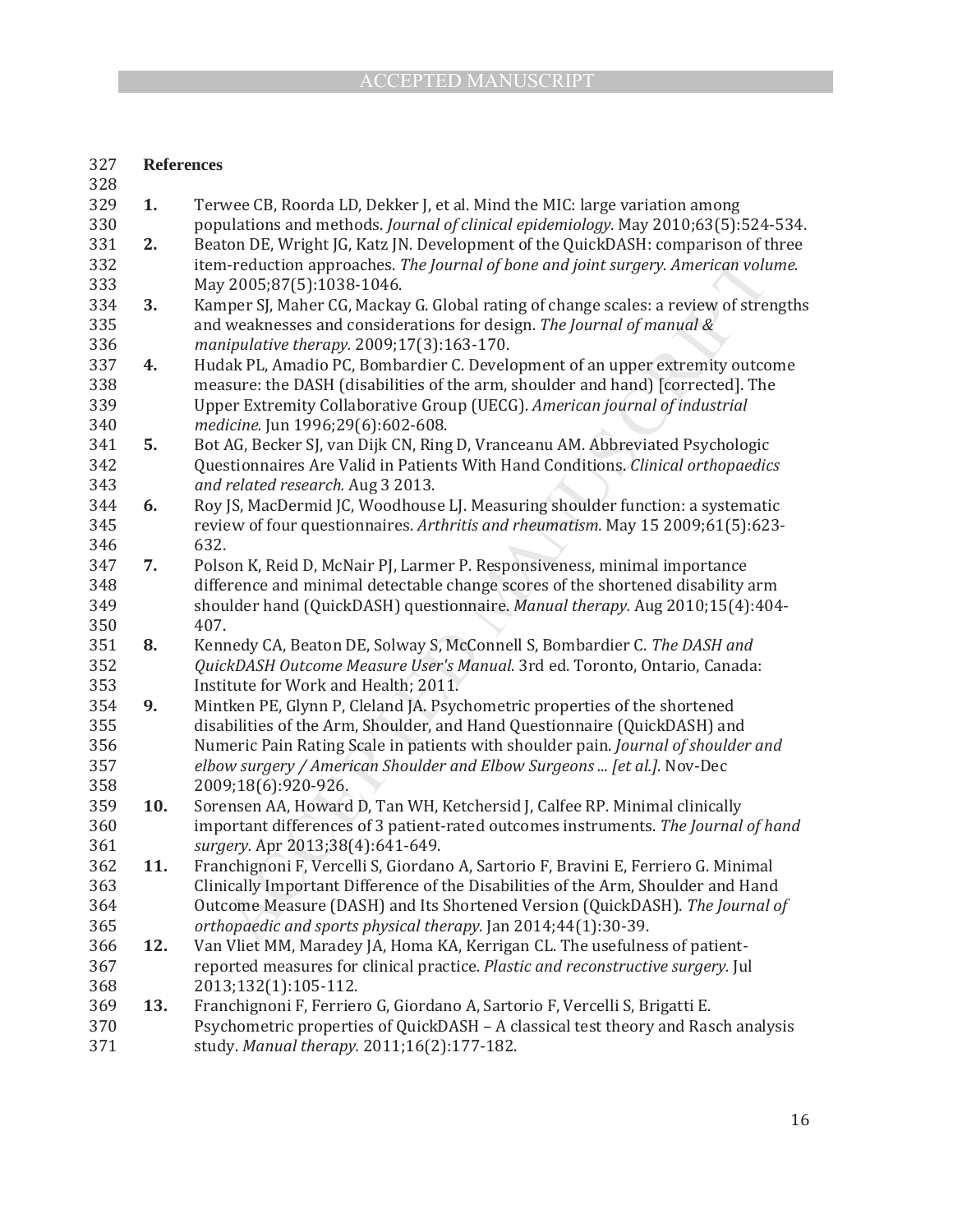## References

1. Terwee CB, Roorda LD, Dekker J, et al. Mind the MIC: large variation among populations and methods. *Journal of clinical epidemiology.* May 2010;63(5):524-534.
2. Beaton DE, Wright JG, Katz JN. Development of the QuickDASH: comparison of three item-reduction approaches. *The Journal of bone and joint surgery. American volume.* May 2005;87(5):1038-1046.
3. Kamper SJ, Maher CG, Mackay G. Global rating of change scales: a review of strengths and weaknesses and considerations for design. *The Journal of manual & manipulative therapy.* 2009;17(3):163-170.
4. Hudak PL, Amadio PC, Bombardier C. Development of an upper extremity outcome measure: the DASH (disabilities of the arm, shoulder and hand) [corrected]. The Upper Extremity Collaborative Group (UECG). *American journal of industrial medicine.* Jun 1996;29(6):602-608.
5. Bot AG, Becker SJ, van Dijk CN, Ring D, Vranceanu AM. Abbreviated Psychologic Questionnaires Are Valid in Patients With Hand Conditions. *Clinical orthopaedics and related research.* Aug 3 2013.
6. Roy JS, MacDermid JC, Woodhouse LJ. Measuring shoulder function: a systematic review of four questionnaires. *Arthritis and rheumatism.* May 15 2009;61(5):623-632.
7. Polson K, Reid D, McNair PJ, Larmer P. Responsiveness, minimal importance difference and minimal detectable change scores of the shortened disability arm shoulder hand (QuickDASH) questionnaire. *Manual therapy.* Aug 2010;15(4):404-407.
8. Kennedy CA, Beaton DE, Solway S, McConnell S, Bombardier C. *The DASH and QuickDASH Outcome Measure User's Manual*. 3rd ed. Toronto, Ontario, Canada: Institute for Work and Health; 2011.
9. Mintken PE, Glynn P, Cleland JA. Psychometric properties of the shortened disabilities of the Arm, Shoulder, and Hand Questionnaire (QuickDASH) and Numeric Pain Rating Scale in patients with shoulder pain. *Journal of shoulder and elbow surgery / American Shoulder and Elbow Surgeons ... [et al.].* Nov-Dec 2009;18(6):920-926.
10. Sorensen AA, Howard D, Tan WH, Ketchersid J, Calfee RP. Minimal clinically important differences of 3 patient-rated outcomes instruments. *The Journal of hand surgery.* Apr 2013;38(4):641-649.
11. Franchignoni F, Vercelli S, Giordano A, Sartorio F, Bravini E, Ferriero G. Minimal Clinically Important Difference of the Disabilities of the Arm, Shoulder and Hand Outcome Measure (DASH) and Its Shortened Version (QuickDASH). *The Journal of orthopaedic and sports physical therapy.* Jan 2014;44(1):30-39.
12. Van Vliet MM, Maradey JA, Homa KA, Kerrigan CL. The usefulness of patient-reported measures for clinical practice. *Plastic and reconstructive surgery.* Jul 2013;132(1):105-112.
13. Franchignoni F, Ferriero G, Giordano A, Sartorio F, Vercelli S, Brigatti E. Psychometric properties of QuickDASH – A classical test theory and Rasch analysis study. *Manual therapy.* 2011;16(2):177-182.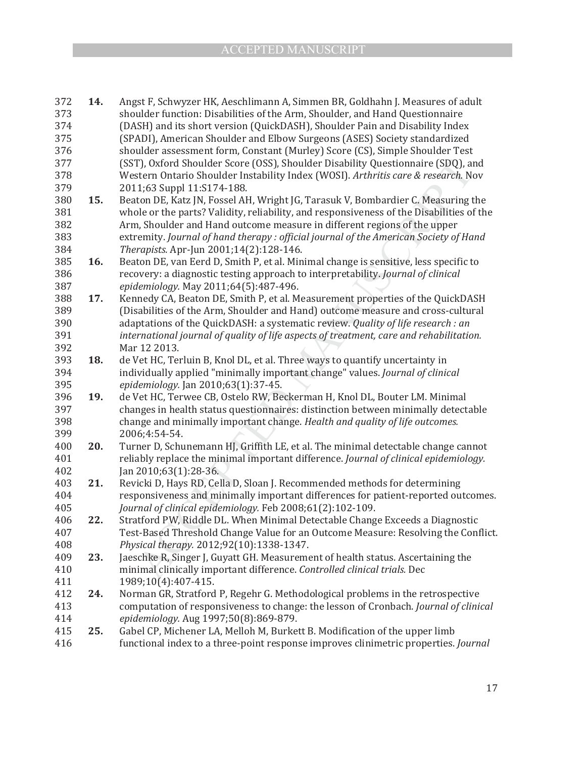**14.** Angst F, Schwyzer HK, Aeschlimann A, Simmen BR, Goldhahn J. Measures of adult shoulder function: Disabilities of the Arm, Shoulder, and Hand Questionnaire (DASH) and its short version (QuickDASH), Shoulder Pain and Disability Index (SPADI), American Shoulder and Elbow Surgeons (ASES) Society standardized shoulder assessment form, Constant (Murley) Score (CS), Simple Shoulder Test (SST), Oxford Shoulder Score (OSS), Shoulder Disability Questionnaire (SDQ), and Western Ontario Shoulder Instability Index (WOSI). *Arthritis care & research.* Nov 2011;63 Suppl 11:S174-188.

**15.** Beaton DE, Katz JN, Fossel AH, Wright JG, Tarasuk V, Bombardier C. Measuring the whole or the parts? Validity, reliability, and responsiveness of the Disabilities of the Arm, Shoulder and Hand outcome measure in different regions of the upper extremity. *Journal of hand therapy : official journal of the American Society of Hand Therapists.* Apr-Jun 2001;14(2):128-146.

**16.** Beaton DE, van Eerd D, Smith P, et al. Minimal change is sensitive, less specific to recovery: a diagnostic testing approach to interpretability. *Journal of clinical epidemiology.* May 2011;64(5):487-496.

**17.** Kennedy CA, Beaton DE, Smith P, et al. Measurement properties of the QuickDASH (Disabilities of the Arm, Shoulder and Hand) outcome measure and cross-cultural adaptations of the QuickDASH: a systematic review. *Quality of life research : an international journal of quality of life aspects of treatment, care and rehabilitation.* Mar 12 2013.

**18.** de Vet HC, Terluin B, Knol DL, et al. Three ways to quantify uncertainty in individually applied "minimally important change" values. *Journal of clinical epidemiology.* Jan 2010;63(1):37-45.

**19.** de Vet HC, Terwee CB, Ostelo RW, Beckerman H, Knol DL, Bouter LM. Minimal changes in health status questionnaires: distinction between minimally detectable change and minimally important change. *Health and quality of life outcomes.* 2006;4:54-54.

**20.** Turner D, Schunemann HJ, Griffith LE, et al. The minimal detectable change cannot reliably replace the minimal important difference. *Journal of clinical epidemiology.* Jan 2010;63(1):28-36.

**21.** Revicki D, Hays RD, Cella D, Sloan J. Recommended methods for determining responsiveness and minimally important differences for patient-reported outcomes. *Journal of clinical epidemiology.* Feb 2008;61(2):102-109.

**22.** Stratford PW, Riddle DL. When Minimal Detectable Change Exceeds a Diagnostic Test-Based Threshold Change Value for an Outcome Measure: Resolving the Conflict. *Physical therapy.* 2012;92(10):1338-1347.

**23.** Jaeschke R, Singer J, Guyatt GH. Measurement of health status. Ascertaining the minimal clinically important difference. *Controlled clinical trials.* Dec 1989;10(4):407-415.

**24.** Norman GR, Stratford P, Regehr G. Methodological problems in the retrospective computation of responsiveness to change: the lesson of Cronbach. *Journal of clinical epidemiology.* Aug 1997;50(8):869-879.

**25.** Gabel CP, Michener LA, Melloh M, Burkett B. Modification of the upper limb functional index to a three-point response improves clinimetric properties. *Journal*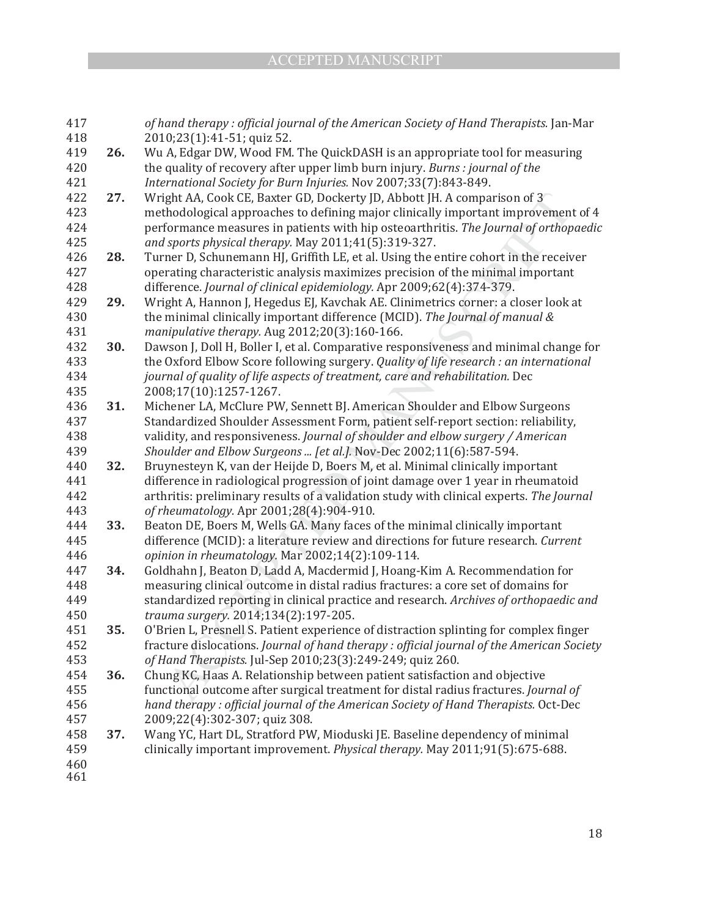*of hand therapy : official journal of the American Society of Hand Therapists.* Jan-Mar 2010;23(1):41-51; quiz 52.

**26.** Wu A, Edgar DW, Wood FM. The QuickDASH is an appropriate tool for measuring the quality of recovery after upper limb burn injury. *Burns : journal of the International Society for Burn Injuries.* Nov 2007;33(7):843-849.

**27.** Wright AA, Cook CE, Baxter GD, Dockerty JD, Abbott JH. A comparison of 3 methodological approaches to defining major clinically important improvement of 4 performance measures in patients with hip osteoarthritis. *The Journal of orthopaedic and sports physical therapy.* May 2011;41(5):319-327.

**28.** Turner D, Schunemann HJ, Griffith LE, et al. Using the entire cohort in the receiver operating characteristic analysis maximizes precision of the minimal important difference. *Journal of clinical epidemiology.* Apr 2009;62(4):374-379.

**29.** Wright A, Hannon J, Hegedus EJ, Kavchak AE. Clinimetrics corner: a closer look at the minimal clinically important difference (MCID). *The Journal of manual & manipulative therapy.* Aug 2012;20(3):160-166.

**30.** Dawson J, Doll H, Boller I, et al. Comparative responsiveness and minimal change for the Oxford Elbow Score following surgery. *Quality of life research : an international journal of quality of life aspects of treatment, care and rehabilitation.* Dec 2008;17(10):1257-1267.

**31.** Michener LA, McClure PW, Sennett BJ. American Shoulder and Elbow Surgeons Standardized Shoulder Assessment Form, patient self-report section: reliability, validity, and responsiveness. *Journal of shoulder and elbow surgery / American Shoulder and Elbow Surgeons ... [et al.].* Nov-Dec 2002;11(6):587-594.

**32.** Bruynesteyn K, van der Heijde D, Boers M, et al. Minimal clinically important difference in radiological progression of joint damage over 1 year in rheumatoid arthritis: preliminary results of a validation study with clinical experts. *The Journal of rheumatology.* Apr 2001;28(4):904-910.

**33.** Beaton DE, Boers M, Wells GA. Many faces of the minimal clinically important difference (MCID): a literature review and directions for future research. *Current opinion in rheumatology.* Mar 2002;14(2):109-114.

**34.** Goldhahn J, Beaton D, Ladd A, Macdermid J, Hoang-Kim A. Recommendation for measuring clinical outcome in distal radius fractures: a core set of domains for standardized reporting in clinical practice and research. *Archives of orthopaedic and trauma surgery.* 2014;134(2):197-205.

**35.** O'Brien L, Presnell S. Patient experience of distraction splinting for complex finger fracture dislocations. *Journal of hand therapy : official journal of the American Society of Hand Therapists.* Jul-Sep 2010;23(3):249-249; quiz 260.

**36.** Chung KC, Haas A. Relationship between patient satisfaction and objective functional outcome after surgical treatment for distal radius fractures. *Journal of hand therapy : official journal of the American Society of Hand Therapists.* Oct-Dec 2009;22(4):302-307; quiz 308.

**37.** Wang YC, Hart DL, Stratford PW, Mioduski JE. Baseline dependency of minimal clinically important improvement. *Physical therapy.* May 2011;91(5):675-688.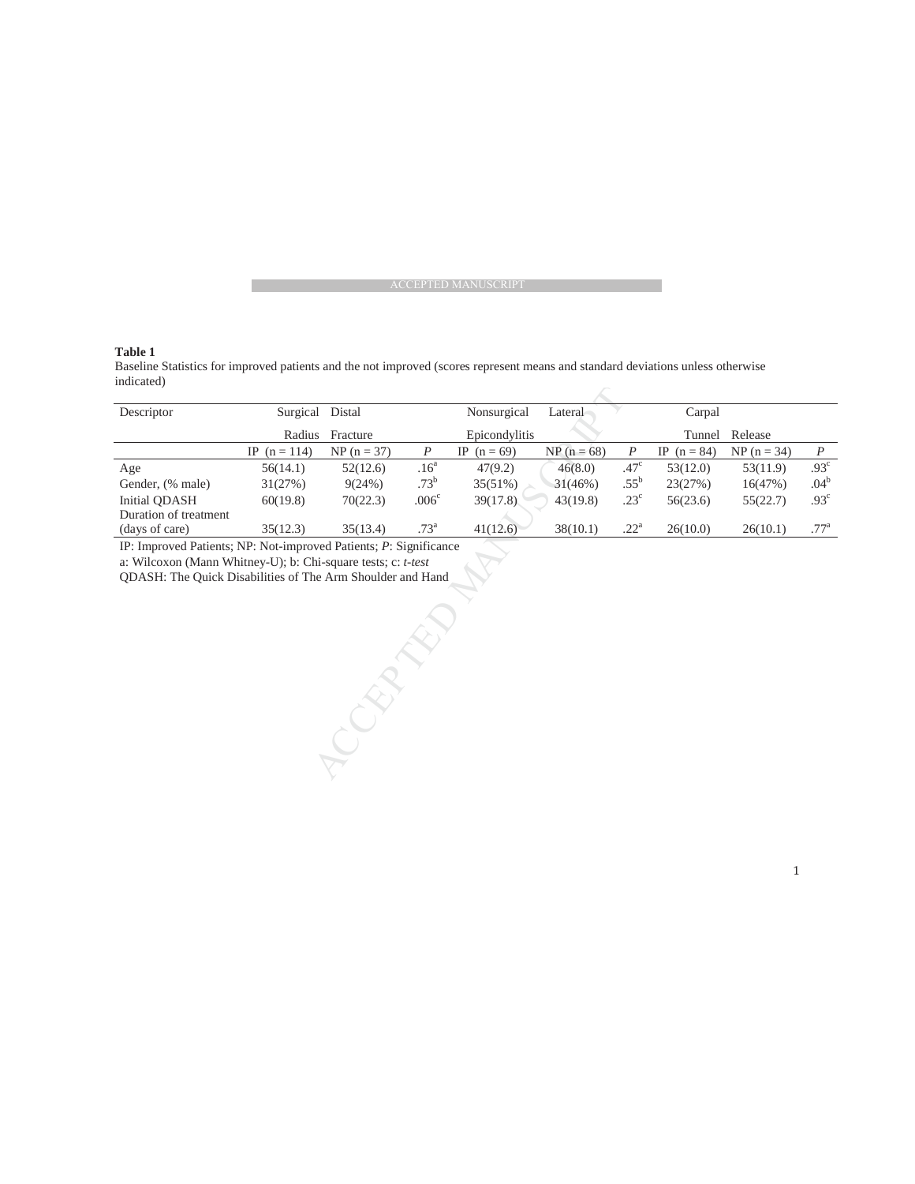**Table 1**

Baseline Statistics for improved patients and the not improved (scores represent means and standard deviations unless otherwise indicated)

| Descriptor | Surgical Radius | Distal Fracture | | Nonsurgical Epicondylitis | Lateral | | Carpal Tunnel | Release | |
|---|---|---|---|---|---|---|---|---|---|
| | IP (n = 114) | NP (n = 37) | *P* | IP (n = 69) | NP (n = 68) | *P* | IP (n = 84) | NP (n = 34) | *P* |
| Age | 56(14.1) | 52(12.6) | .16[a] | 47(9.2) | 46(8.0) | .47[c] | 53(12.0) | 53(11.9) | .93[c] |
| Gender, (% male) | 31(27%) | 9(24%) | .73[b] | 35(51%) | 31(46%) | .55[b] | 23(27%) | 16(47%) | .04[b] |
| Initial QDASH | 60(19.8) | 70(22.3) | .006[c] | 39(17.8) | 43(19.8) | .23[c] | 56(23.6) | 55(22.7) | .93[c] |
| Duration of treatment (days of care) | 35(12.3) | 35(13.4) | .73[a] | 41(12.6) | 38(10.1) | .22[a] | 26(10.0) | 26(10.1) | .77[a] |

IP: Improved Patients; NP: Not-improved Patients; *P*: Significance

a: Wilcoxon (Mann Whitney-U); b: Chi-square tests; c: *t-test*

QDASH: The Quick Disabilities of The Arm Shoulder and Hand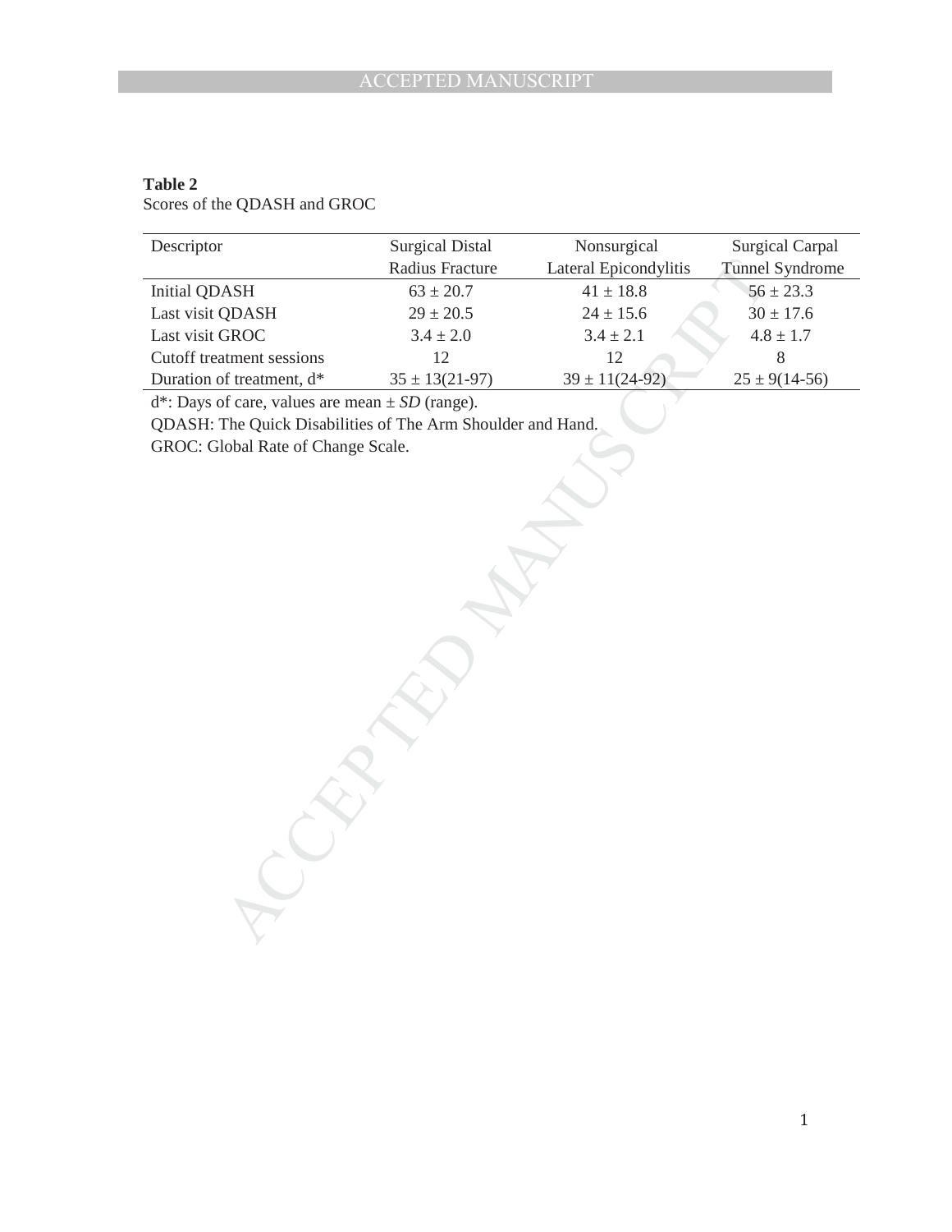**Table 2**
Scores of the QDASH and GROC

| Descriptor | Surgical Distal Radius Fracture | Nonsurgical Lateral Epicondylitis | Surgical Carpal Tunnel Syndrome |
| --- | --- | --- | --- |
| Initial QDASH | 63 ± 20.7 | 41 ± 18.8 | 56 ± 23.3 |
| Last visit QDASH | 29 ± 20.5 | 24 ± 15.6 | 30 ± 17.6 |
| Last visit GROC | 3.4 ± 2.0 | 3.4 ± 2.1 | 4.8 ± 1.7 |
| Cutoff treatment sessions | 12 | 12 | 8 |
| Duration of treatment, d* | 35 ± 13(21-97) | 39 ± 11(24-92) | 25 ± 9(14-56) |

d*: Days of care, values are mean ± *SD* (range).

QDASH: The Quick Disabilities of The Arm Shoulder and Hand.

GROC: Global Rate of Change Scale.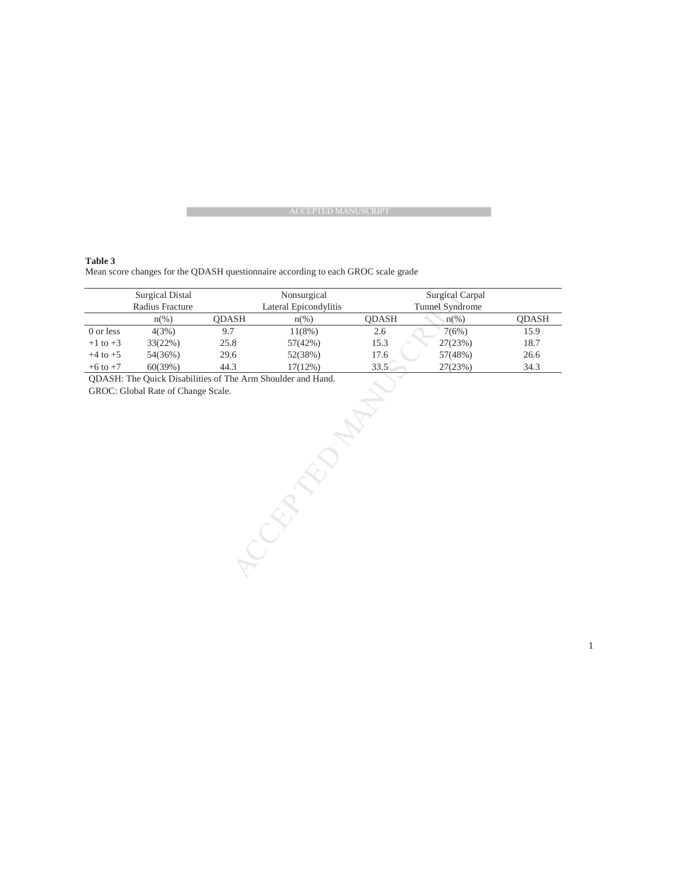**Table 3**

Mean score changes for the QDASH questionnaire according to each GROC scale grade

| | Surgical Distal Radius Fracture | | Nonsurgical Lateral Epicondylitis | | Surgical Carpal Tunnel Syndrome | |
|---|---|---|---|---|---|---|
| | n(%) | QDASH | n(%) | QDASH | n(%) | QDASH |
| 0 or less | 4(3%) | 9.7 | 11(8%) | 2.6 | 7(6%) | 15.9 |
| +1 to +3 | 33(22%) | 25.8 | 57(42%) | 15.3 | 27(23%) | 18.7 |
| +4 to +5 | 54(36%) | 29.6 | 52(38%) | 17.6 | 57(48%) | 26.6 |
| +6 to +7 | 60(39%) | 44.3 | 17(12%) | 33.5 | 27(23%) | 34.3 |

QDASH: The Quick Disabilities of The Arm Shoulder and Hand.

GROC: Global Rate of Change Scale.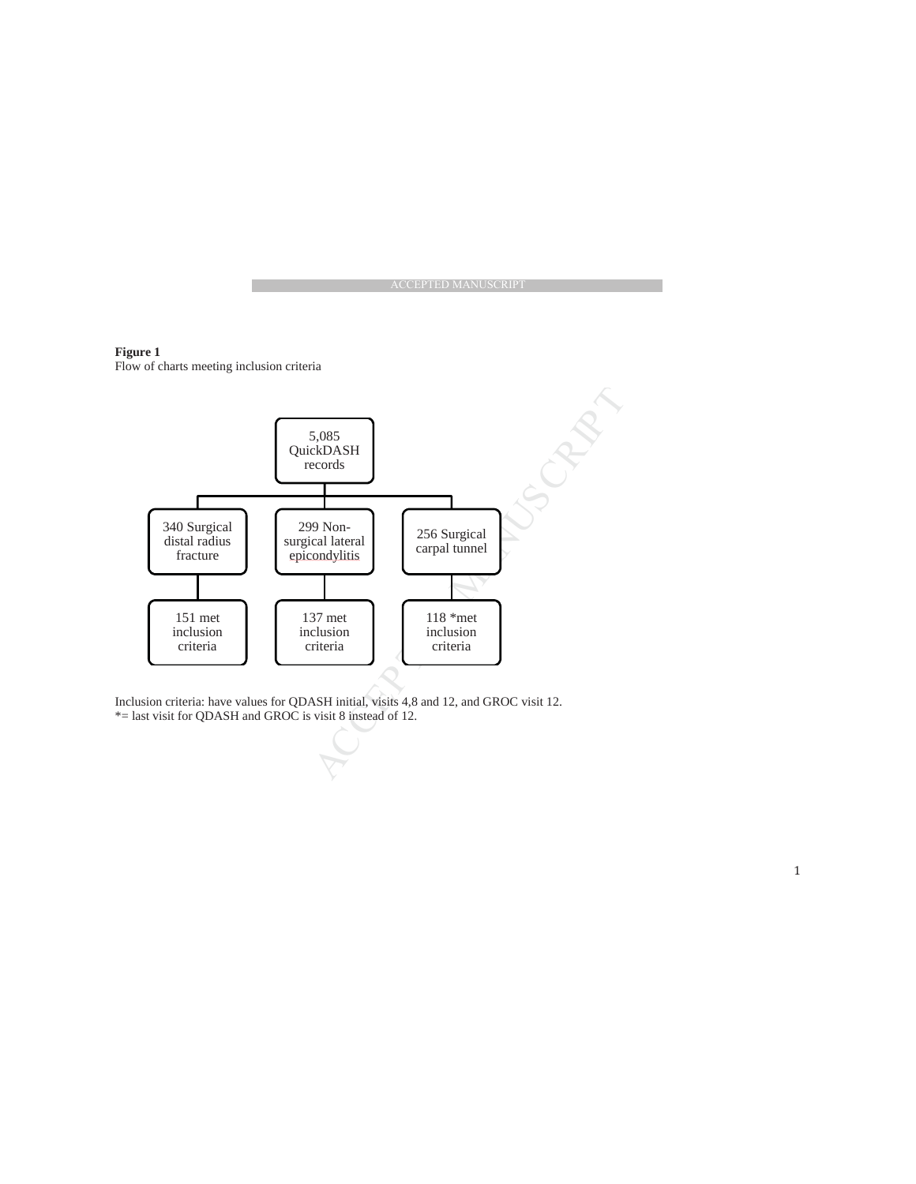**Figure 1**
Flow of charts meeting inclusion criteria

5,085 QuickDASH records

- 340 Surgical distal radius fracture → 151 met inclusion criteria
- 299 Non-surgical lateral epicondylitis → 137 met inclusion criteria
- 256 Surgical carpal tunnel → 118 *met inclusion criteria

Inclusion criteria: have values for QDASH initial, visits 4,8 and 12, and GROC visit 12.
*= last visit for QDASH and GROC is visit 8 instead of 12.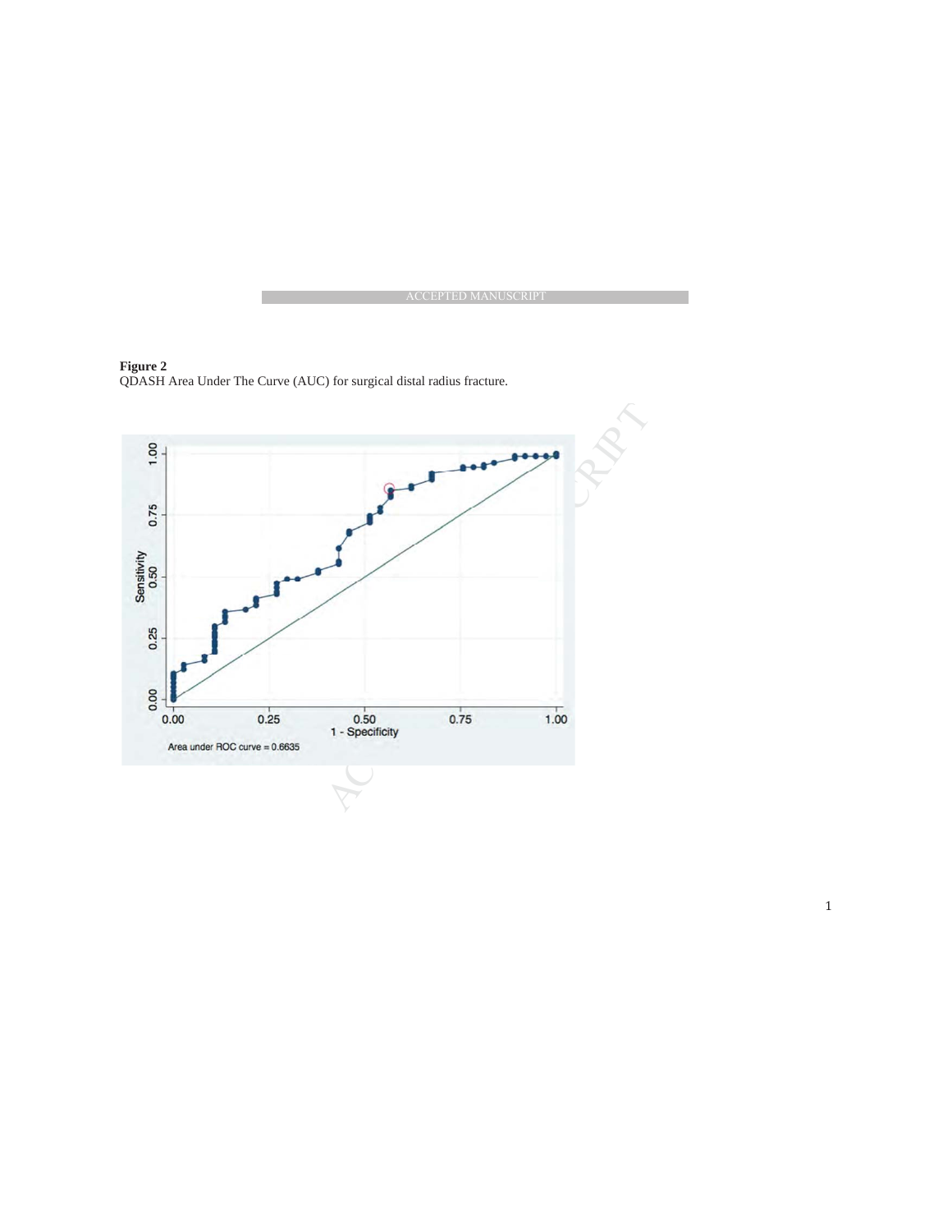**Figure 2**
QDASH Area Under The Curve (AUC) for surgical distal radius fracture.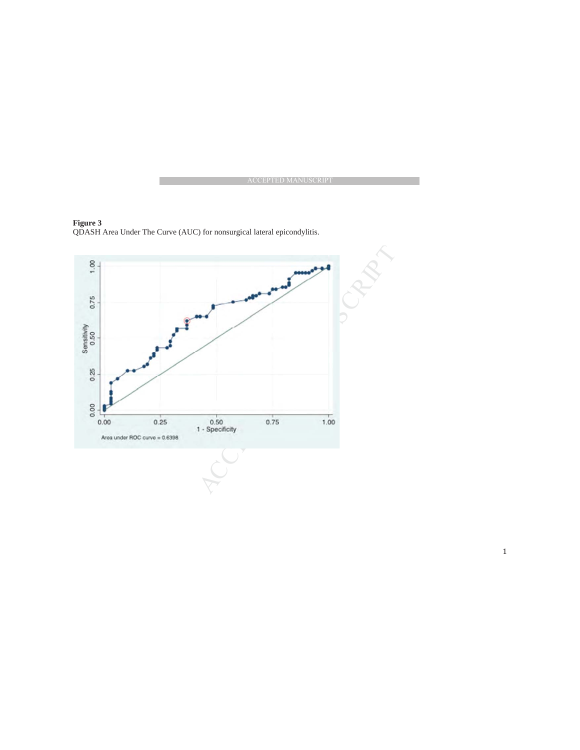**Figure 3**
QDASH Area Under The Curve (AUC) for nonsurgical lateral epicondylitis.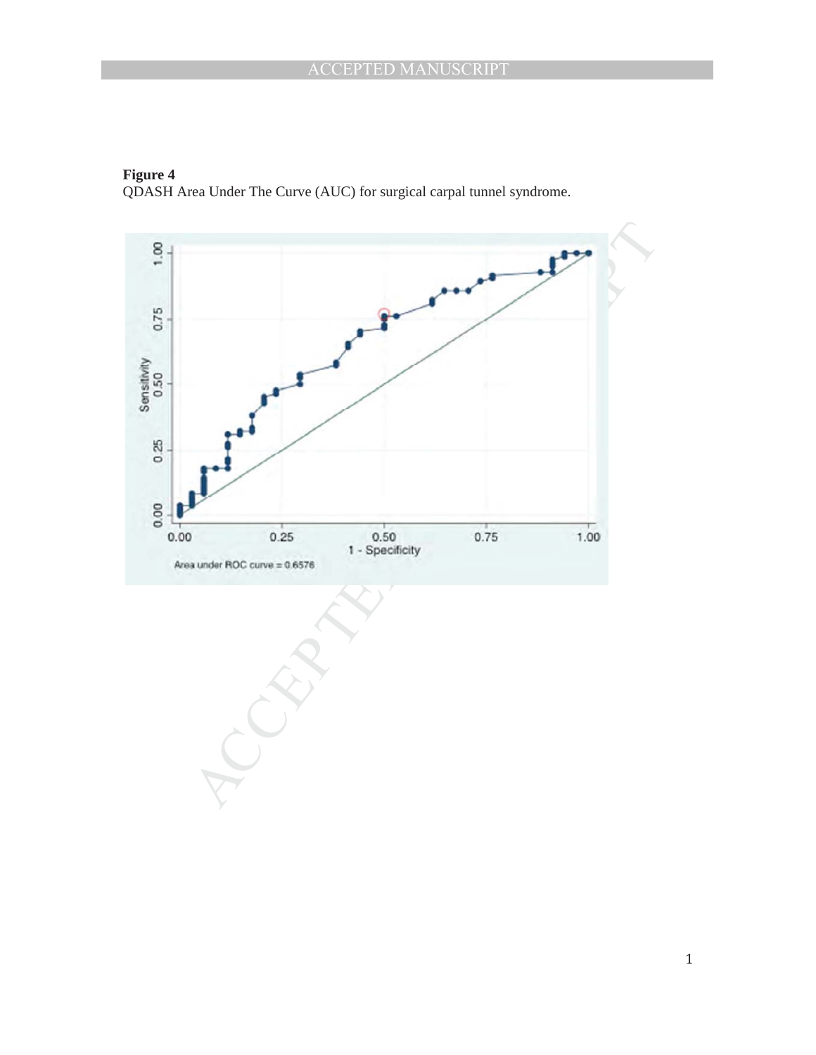**Figure 4**
QDASH Area Under The Curve (AUC) for surgical carpal tunnel syndrome.

Area under ROC curve = 0.6576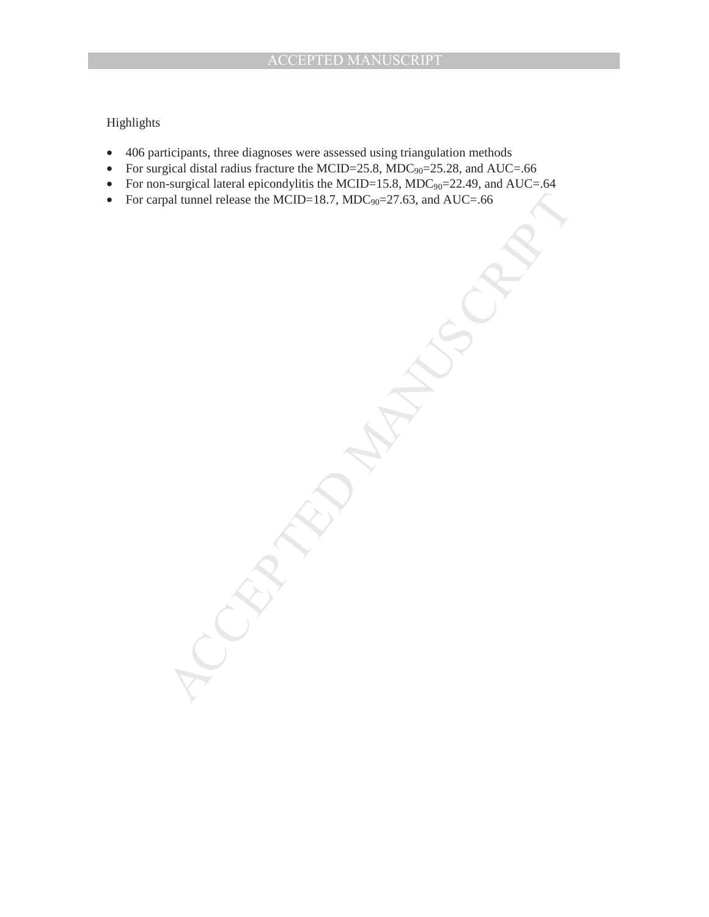Highlights

- 406 participants, three diagnoses were assessed using triangulation methods
- For surgical distal radius fracture the MCID=25.8, $MDC_{90}$=25.28, and AUC=.66
- For non-surgical lateral epicondylitis the MCID=15.8, $MDC_{90}$=22.49, and AUC=.64
- For carpal tunnel release the MCID=18.7, $MDC_{90}$=27.63, and AUC=.66